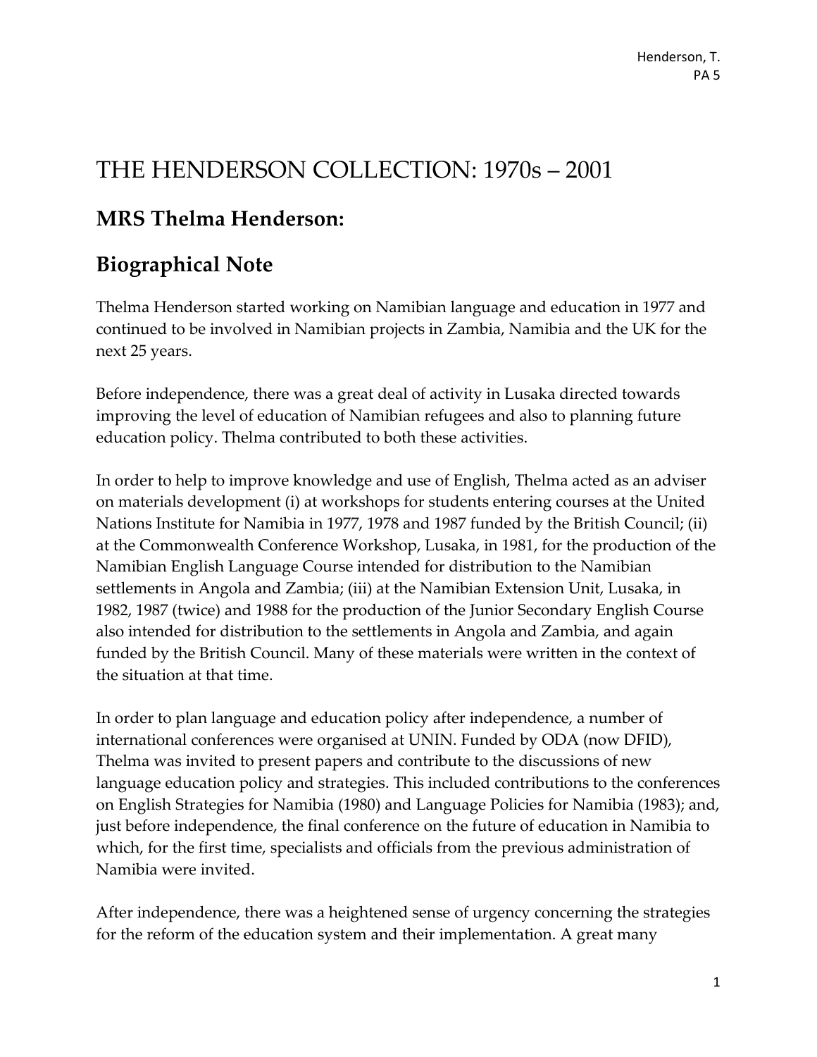# THE HENDERSON COLLECTION: 1970s – 2001

## MRS Thelma Henderson:

## Biographical Note

Thelma Henderson started working on Namibian language and education in 1977 and continued to be involved in Namibian projects in Zambia, Namibia and the UK for the next 25 years.

Before independence, there was a great deal of activity in Lusaka directed towards improving the level of education of Namibian refugees and also to planning future education policy. Thelma contributed to both these activities.

In order to help to improve knowledge and use of English, Thelma acted as an adviser on materials development (i) at workshops for students entering courses at the United Nations Institute for Namibia in 1977, 1978 and 1987 funded by the British Council; (ii) at the Commonwealth Conference Workshop, Lusaka, in 1981, for the production of the Namibian English Language Course intended for distribution to the Namibian settlements in Angola and Zambia; (iii) at the Namibian Extension Unit, Lusaka, in 1982, 1987 (twice) and 1988 for the production of the Junior Secondary English Course also intended for distribution to the settlements in Angola and Zambia, and again funded by the British Council. Many of these materials were written in the context of the situation at that time.

In order to plan language and education policy after independence, a number of international conferences were organised at UNIN. Funded by ODA (now DFID), Thelma was invited to present papers and contribute to the discussions of new language education policy and strategies. This included contributions to the conferences on English Strategies for Namibia (1980) and Language Policies for Namibia (1983); and, just before independence, the final conference on the future of education in Namibia to which, for the first time, specialists and officials from the previous administration of Namibia were invited.

After independence, there was a heightened sense of urgency concerning the strategies for the reform of the education system and their implementation. A great many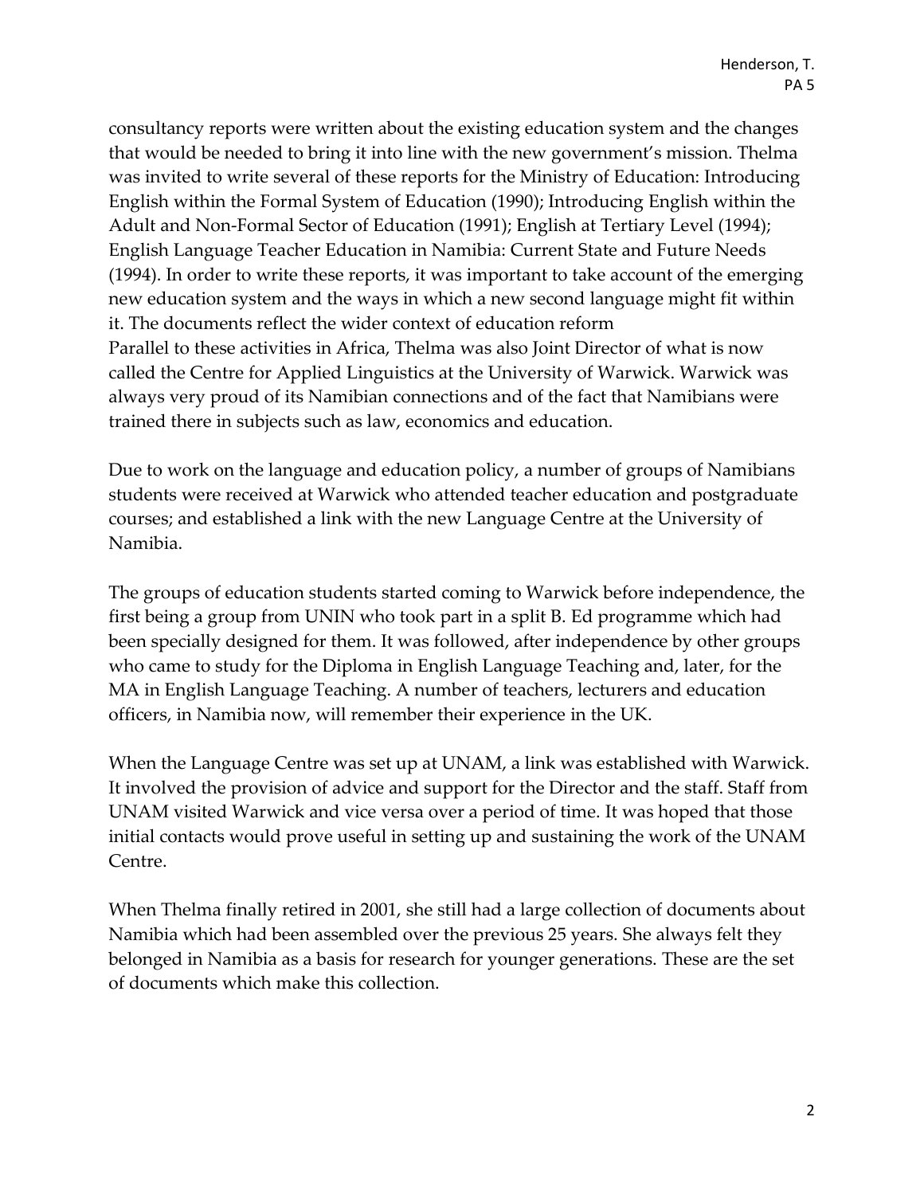consultancy reports were written about the existing education system and the changes that would be needed to bring it into line with the new government's mission. Thelma was invited to write several of these reports for the Ministry of Education: Introducing English within the Formal System of Education (1990); Introducing English within the Adult and Non-Formal Sector of Education (1991); English at Tertiary Level (1994); English Language Teacher Education in Namibia: Current State and Future Needs (1994). In order to write these reports, it was important to take account of the emerging new education system and the ways in which a new second language might fit within it. The documents reflect the wider context of education reform

Parallel to these activities in Africa, Thelma was also Joint Director of what is now called the Centre for Applied Linguistics at the University of Warwick. Warwick was always very proud of its Namibian connections and of the fact that Namibians were trained there in subjects such as law, economics and education.

Due to work on the language and education policy, a number of groups of Namibians students were received at Warwick who attended teacher education and postgraduate courses; and established a link with the new Language Centre at the University of Namibia.

The groups of education students started coming to Warwick before independence, the first being a group from UNIN who took part in a split B. Ed programme which had been specially designed for them. It was followed, after independence by other groups who came to study for the Diploma in English Language Teaching and, later, for the MA in English Language Teaching. A number of teachers, lecturers and education officers, in Namibia now, will remember their experience in the UK.

When the Language Centre was set up at UNAM, a link was established with Warwick. It involved the provision of advice and support for the Director and the staff. Staff from UNAM visited Warwick and vice versa over a period of time. It was hoped that those initial contacts would prove useful in setting up and sustaining the work of the UNAM Centre.

When Thelma finally retired in 2001, she still had a large collection of documents about Namibia which had been assembled over the previous 25 years. She always felt they belonged in Namibia as a basis for research for younger generations. These are the set of documents which make this collection.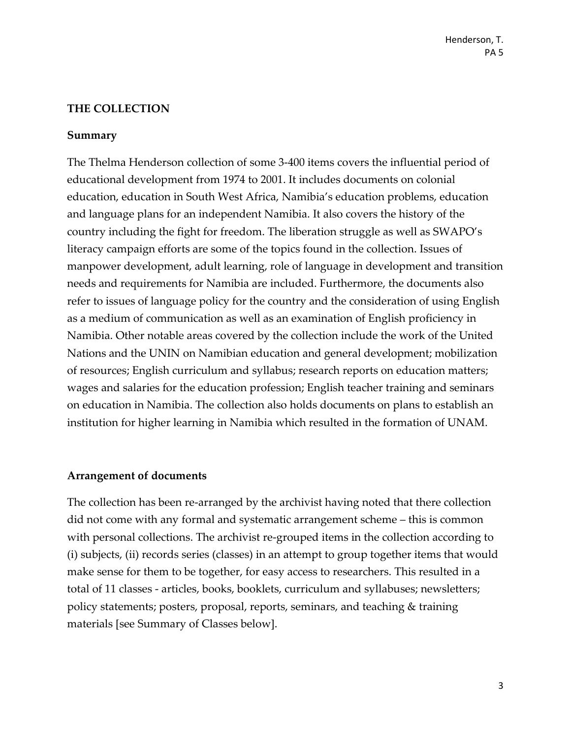## THE COLLECTION

### Summary

The Thelma Henderson collection of some 3-400 items covers the influential period of educational development from 1974 to 2001. It includes documents on colonial education, education in South West Africa, Namibia's education problems, education and language plans for an independent Namibia. It also covers the history of the country including the fight for freedom. The liberation struggle as well as SWAPO's literacy campaign efforts are some of the topics found in the collection. Issues of manpower development, adult learning, role of language in development and transition needs and requirements for Namibia are included. Furthermore, the documents also refer to issues of language policy for the country and the consideration of using English as a medium of communication as well as an examination of English proficiency in Namibia. Other notable areas covered by the collection include the work of the United Nations and the UNIN on Namibian education and general development; mobilization of resources; English curriculum and syllabus; research reports on education matters; wages and salaries for the education profession; English teacher training and seminars on education in Namibia. The collection also holds documents on plans to establish an institution for higher learning in Namibia which resulted in the formation of UNAM.

### Arrangement of documents

The collection has been re-arranged by the archivist having noted that there collection did not come with any formal and systematic arrangement scheme – this is common with personal collections. The archivist re-grouped items in the collection according to (i) subjects, (ii) records series (classes) in an attempt to group together items that would make sense for them to be together, for easy access to researchers. This resulted in a total of 11 classes - articles, books, booklets, curriculum and syllabuses; newsletters; policy statements; posters, proposal, reports, seminars, and teaching & training materials [see Summary of Classes below].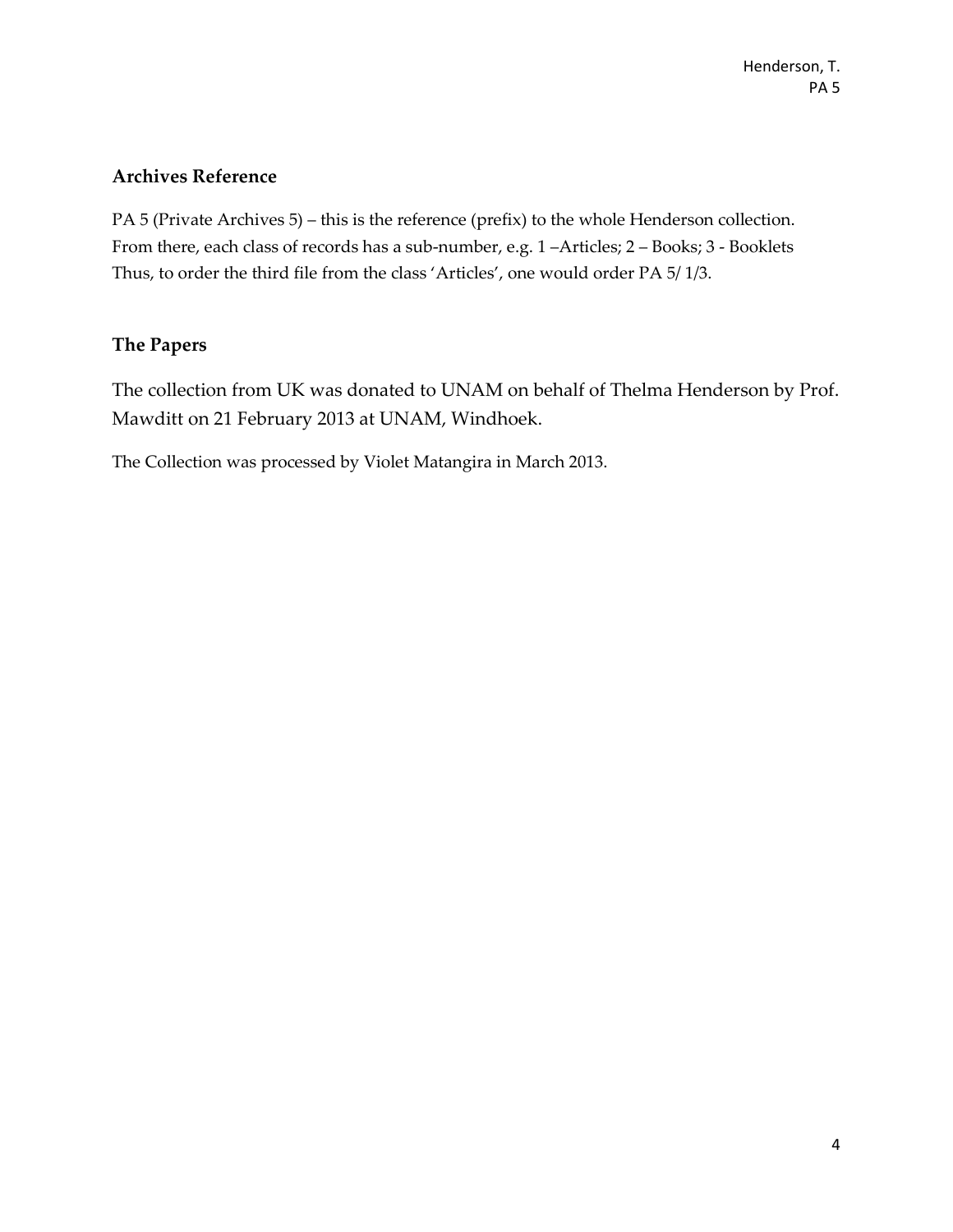## Archives Reference

PA 5 (Private Archives 5) – this is the reference (prefix) to the whole Henderson collection. From there, each class of records has a sub-number, e.g. 1 –Articles; 2 – Books; 3 - Booklets Thus, to order the third file from the class 'Articles', one would order PA 5/ 1/3.

## The Papers

The collection from UK was donated to UNAM on behalf of Thelma Henderson by Prof. Mawditt on 21 February 2013 at UNAM, Windhoek.

The Collection was processed by Violet Matangira in March 2013.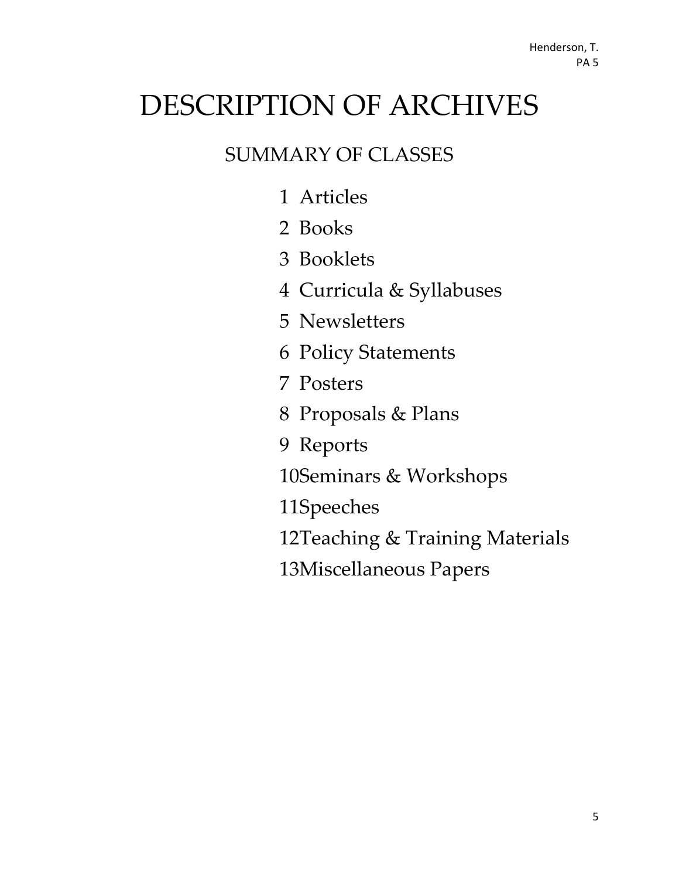# DESCRIPTION OF ARCHIVES

## SUMMARY OF CLASSES

1 Articles
2 Books
3 Booklets
4 Curricula & Syllabuses
5 Newsletters
6 Policy Statements
7 Posters
8 Proposals & Plans
9 Reports
10 Seminars & Workshops
11 Speeches
12 Teaching & Training Materials
13 Miscellaneous Papers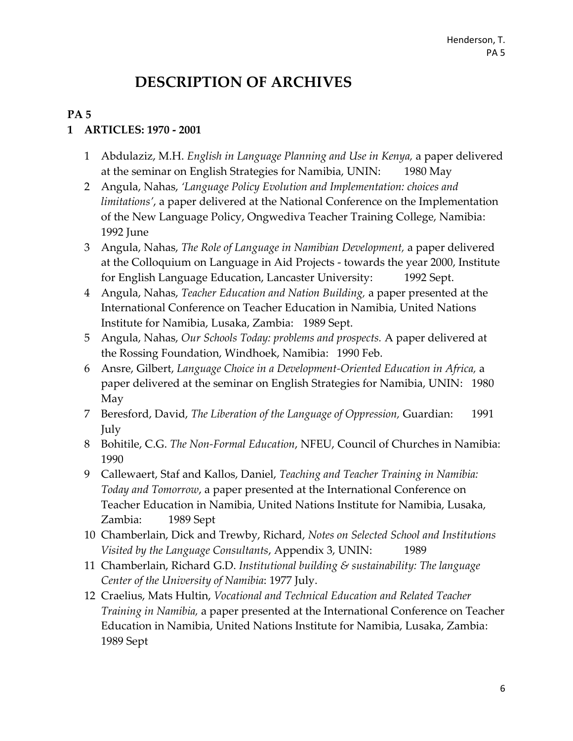# DESCRIPTION OF ARCHIVES

## PA 5

### 1 ARTICLES: 1970 - 2001

1. Abdulaziz, M.H. *English in Language Planning and Use in Kenya,* a paper delivered at the seminar on English Strategies for Namibia, UNIN: 1980 May
2. Angula, Nahas, *'Language Policy Evolution and Implementation: choices and limitations'*, a paper delivered at the National Conference on the Implementation of the New Language Policy, Ongwediva Teacher Training College, Namibia: 1992 June
3. Angula, Nahas, *The Role of Language in Namibian Development,* a paper delivered at the Colloquium on Language in Aid Projects - towards the year 2000, Institute for English Language Education, Lancaster University: 1992 Sept.
4. Angula, Nahas, *Teacher Education and Nation Building,* a paper presented at the International Conference on Teacher Education in Namibia, United Nations Institute for Namibia, Lusaka, Zambia: 1989 Sept.
5. Angula, Nahas, *Our Schools Today: problems and prospects.* A paper delivered at the Rossing Foundation, Windhoek, Namibia: 1990 Feb.
6. Ansre, Gilbert, *Language Choice in a Development-Oriented Education in Africa,* a paper delivered at the seminar on English Strategies for Namibia, UNIN: 1980 May
7. Beresford, David, *The Liberation of the Language of Oppression,* Guardian: 1991 July
8. Bohitile, C.G. *The Non-Formal Education*, NFEU, Council of Churches in Namibia: 1990
9. Callewaert, Staf and Kallos, Daniel, *Teaching and Teacher Training in Namibia: Today and Tomorrow*, a paper presented at the International Conference on Teacher Education in Namibia, United Nations Institute for Namibia, Lusaka, Zambia: 1989 Sept
10. Chamberlain, Dick and Trewby, Richard, *Notes on Selected School and Institutions Visited by the Language Consultants*, Appendix 3, UNIN: 1989
11. Chamberlain, Richard G.D. *Institutional building & sustainability: The language Center of the University of Namibia*: 1977 July.
12. Craelius, Mats Hultin, *Vocational and Technical Education and Related Teacher Training in Namibia,* a paper presented at the International Conference on Teacher Education in Namibia, United Nations Institute for Namibia, Lusaka, Zambia: 1989 Sept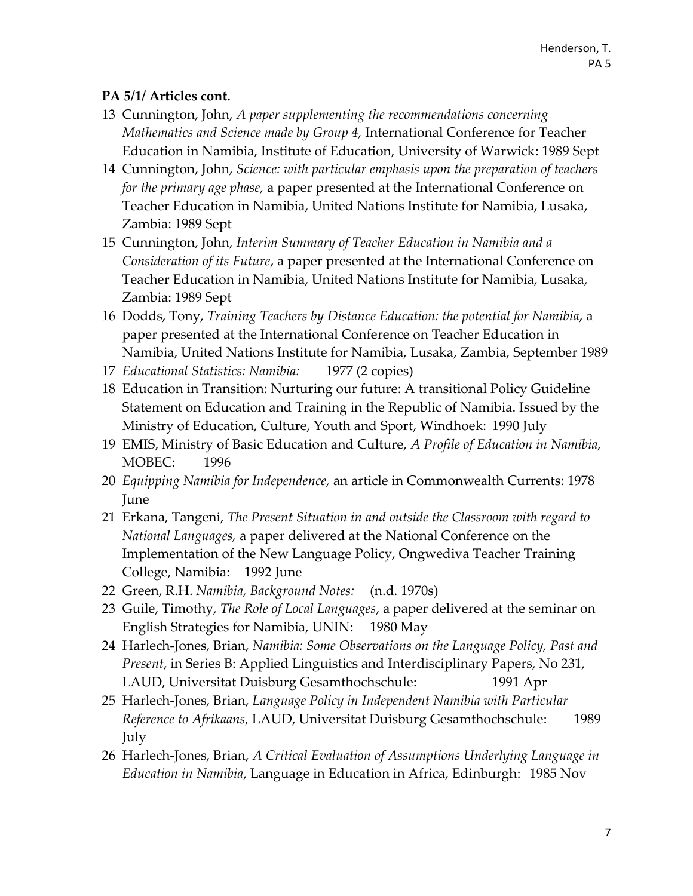**PA 5/1/ Articles cont.**

13 Cunnington, John, *A paper supplementing the recommendations concerning Mathematics and Science made by Group 4,* International Conference for Teacher Education in Namibia, Institute of Education, University of Warwick: 1989 Sept

14 Cunnington, John, *Science: with particular emphasis upon the preparation of teachers for the primary age phase,* a paper presented at the International Conference on Teacher Education in Namibia, United Nations Institute for Namibia, Lusaka, Zambia: 1989 Sept

15 Cunnington, John, *Interim Summary of Teacher Education in Namibia and a Consideration of its Future*, a paper presented at the International Conference on Teacher Education in Namibia, United Nations Institute for Namibia, Lusaka, Zambia: 1989 Sept

16 Dodds, Tony, *Training Teachers by Distance Education: the potential for Namibia*, a paper presented at the International Conference on Teacher Education in Namibia, United Nations Institute for Namibia, Lusaka, Zambia, September 1989

17 *Educational Statistics: Namibia:* 1977 (2 copies)

18 Education in Transition: Nurturing our future: A transitional Policy Guideline Statement on Education and Training in the Republic of Namibia. Issued by the Ministry of Education, Culture, Youth and Sport, Windhoek: 1990 July

19 EMIS, Ministry of Basic Education and Culture, *A Profile of Education in Namibia,* MOBEC: 1996

20 *Equipping Namibia for Independence,* an article in Commonwealth Currents: 1978 June

21 Erkana, Tangeni, *The Present Situation in and outside the Classroom with regard to National Languages,* a paper delivered at the National Conference on the Implementation of the New Language Policy, Ongwediva Teacher Training College, Namibia: 1992 June

22 Green, R.H. *Namibia, Background Notes:* (n.d. 1970s)

23 Guile, Timothy, *The Role of Local Languages*, a paper delivered at the seminar on English Strategies for Namibia, UNIN: 1980 May

24 Harlech-Jones, Brian, *Namibia: Some Observations on the Language Policy, Past and Present*, in Series B: Applied Linguistics and Interdisciplinary Papers, No 231, LAUD, Universitat Duisburg Gesamthochschule: 1991 Apr

25 Harlech-Jones, Brian, *Language Policy in Independent Namibia with Particular Reference to Afrikaans,* LAUD, Universitat Duisburg Gesamthochschule: 1989 July

26 Harlech-Jones, Brian, *A Critical Evaluation of Assumptions Underlying Language in Education in Namibia*, Language in Education in Africa, Edinburgh: 1985 Nov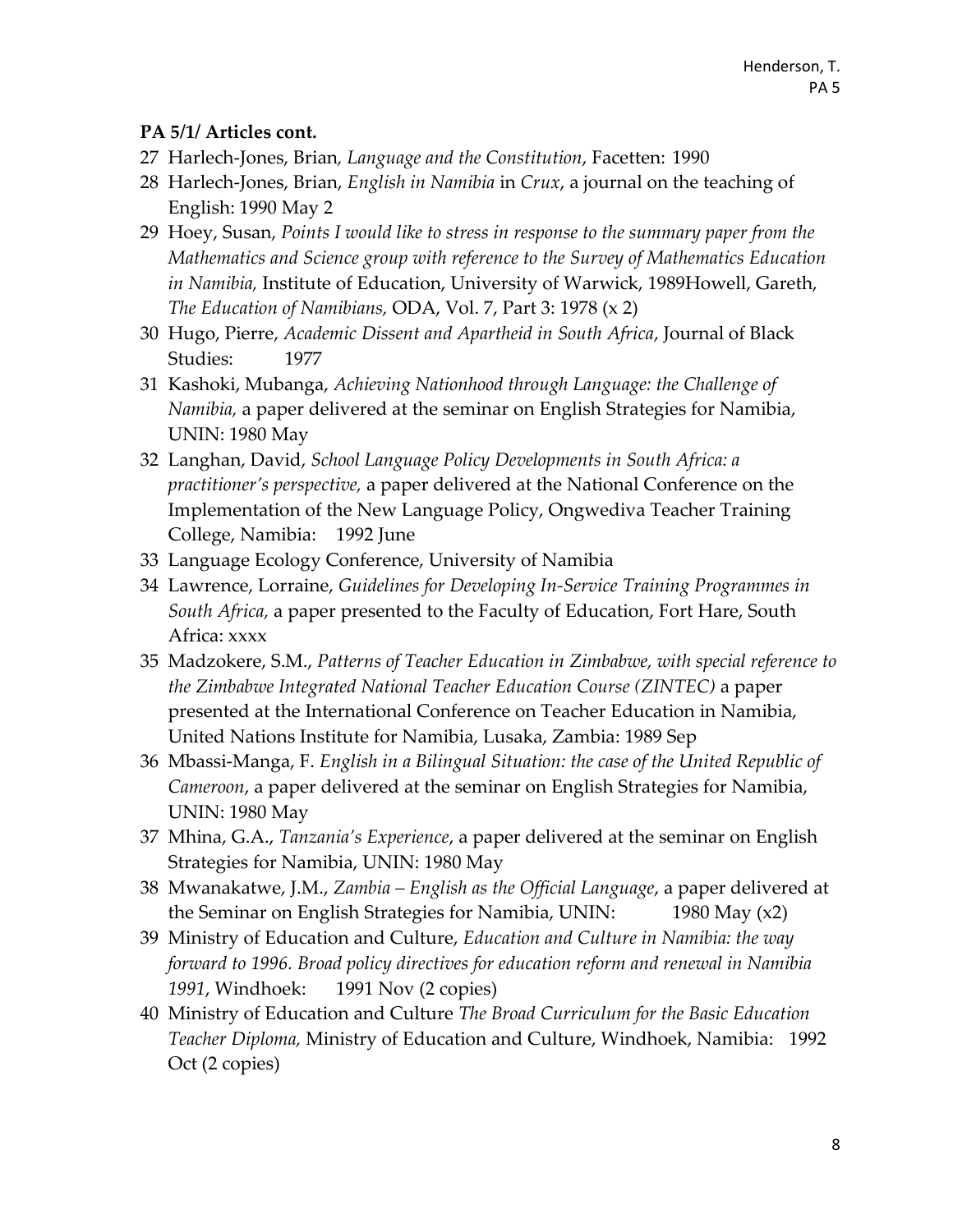**PA 5/1/ Articles cont.**

27 Harlech-Jones, Brian, *Language and the Constitution*, Facetten: 1990

28 Harlech-Jones, Brian, *English in Namibia* in *Crux*, a journal on the teaching of English: 1990 May 2

29 Hoey, Susan, *Points I would like to stress in response to the summary paper from the Mathematics and Science group with reference to the Survey of Mathematics Education in Namibia,* Institute of Education, University of Warwick, 1989Howell, Gareth, *The Education of Namibians,* ODA, Vol. 7, Part 3: 1978 (x 2)

30 Hugo, Pierre, *Academic Dissent and Apartheid in South Africa*, Journal of Black Studies: 1977

31 Kashoki, Mubanga, *Achieving Nationhood through Language: the Challenge of Namibia,* a paper delivered at the seminar on English Strategies for Namibia, UNIN: 1980 May

32 Langhan, David, *School Language Policy Developments in South Africa: a practitioner's perspective,* a paper delivered at the National Conference on the Implementation of the New Language Policy, Ongwediva Teacher Training College, Namibia: 1992 June

33 Language Ecology Conference, University of Namibia

34 Lawrence, Lorraine, *Guidelines for Developing In-Service Training Programmes in South Africa,* a paper presented to the Faculty of Education, Fort Hare, South Africa: xxxx

35 Madzokere, S.M., *Patterns of Teacher Education in Zimbabwe, with special reference to the Zimbabwe Integrated National Teacher Education Course (ZINTEC)* a paper presented at the International Conference on Teacher Education in Namibia, United Nations Institute for Namibia, Lusaka, Zambia: 1989 Sep

36 Mbassi-Manga, F. *English in a Bilingual Situation: the case of the United Republic of Cameroon*, a paper delivered at the seminar on English Strategies for Namibia, UNIN: 1980 May

37 Mhina, G.A., *Tanzania's Experience*, a paper delivered at the seminar on English Strategies for Namibia, UNIN: 1980 May

38 Mwanakatwe, J.M., *Zambia – English as the Official Language*, a paper delivered at the Seminar on English Strategies for Namibia, UNIN: 1980 May (x2)

39 Ministry of Education and Culture, *Education and Culture in Namibia: the way forward to 1996. Broad policy directives for education reform and renewal in Namibia 1991*, Windhoek: 1991 Nov (2 copies)

40 Ministry of Education and Culture *The Broad Curriculum for the Basic Education Teacher Diploma,* Ministry of Education and Culture, Windhoek, Namibia: 1992 Oct (2 copies)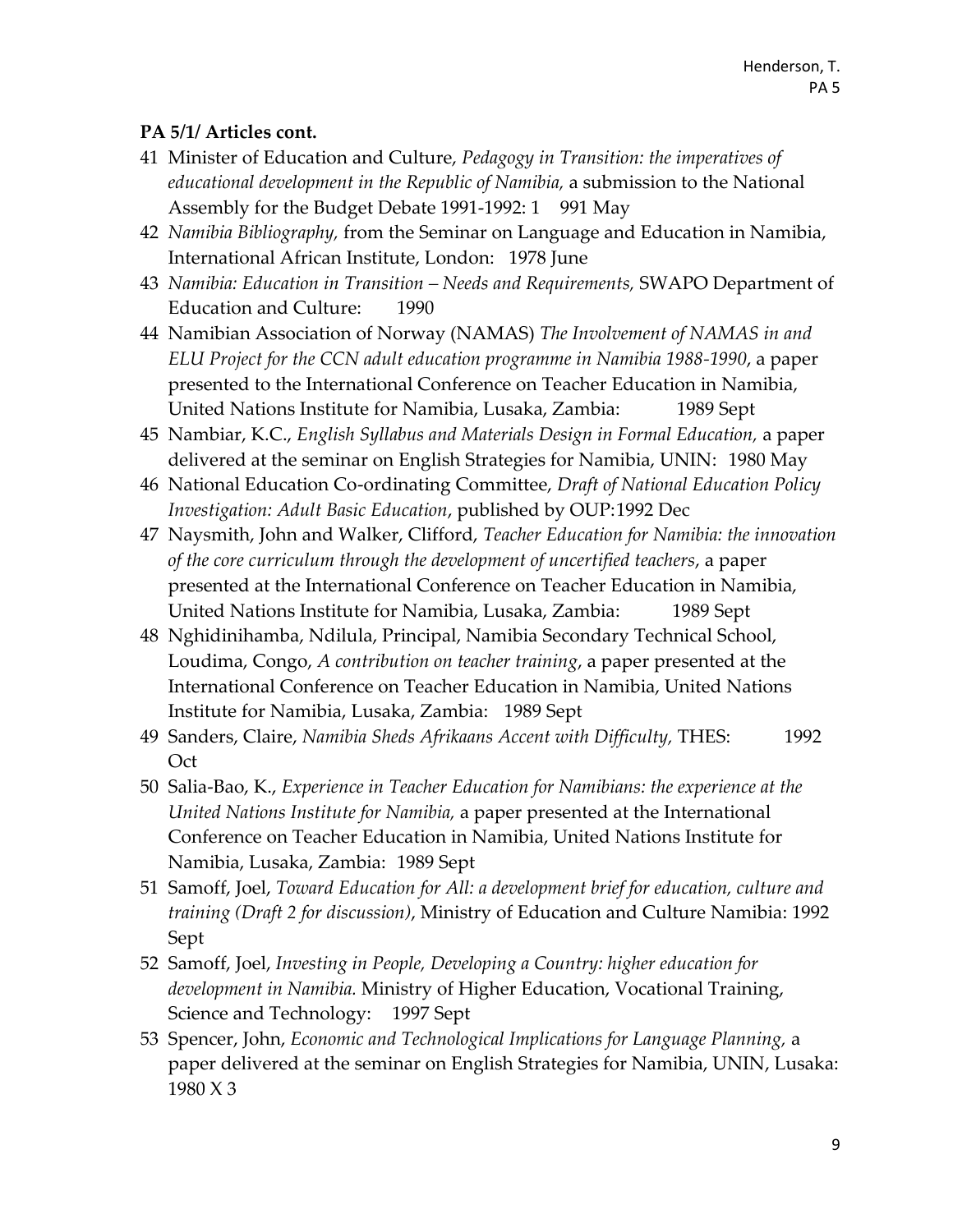**PA 5/1/ Articles cont.**

41 Minister of Education and Culture, *Pedagogy in Transition: the imperatives of educational development in the Republic of Namibia,* a submission to the National Assembly for the Budget Debate 1991-1992: 1 991 May

42 *Namibia Bibliography,* from the Seminar on Language and Education in Namibia, International African Institute, London: 1978 June

43 *Namibia: Education in Transition – Needs and Requirements,* SWAPO Department of Education and Culture: 1990

44 Namibian Association of Norway (NAMAS) *The Involvement of NAMAS in and ELU Project for the CCN adult education programme in Namibia 1988-1990*, a paper presented to the International Conference on Teacher Education in Namibia, United Nations Institute for Namibia, Lusaka, Zambia: 1989 Sept

45 Nambiar, K.C., *English Syllabus and Materials Design in Formal Education,* a paper delivered at the seminar on English Strategies for Namibia, UNIN: 1980 May

46 National Education Co-ordinating Committee, *Draft of National Education Policy Investigation: Adult Basic Education*, published by OUP:1992 Dec

47 Naysmith, John and Walker, Clifford, *Teacher Education for Namibia: the innovation of the core curriculum through the development of uncertified teachers*, a paper presented at the International Conference on Teacher Education in Namibia, United Nations Institute for Namibia, Lusaka, Zambia: 1989 Sept

48 Nghidinihamba, Ndilula, Principal, Namibia Secondary Technical School, Loudima, Congo, *A contribution on teacher training*, a paper presented at the International Conference on Teacher Education in Namibia, United Nations Institute for Namibia, Lusaka, Zambia: 1989 Sept

49 Sanders, Claire, *Namibia Sheds Afrikaans Accent with Difficulty,* THES: 1992 Oct

50 Salia-Bao, K., *Experience in Teacher Education for Namibians: the experience at the United Nations Institute for Namibia,* a paper presented at the International Conference on Teacher Education in Namibia, United Nations Institute for Namibia, Lusaka, Zambia: 1989 Sept

51 Samoff, Joel, *Toward Education for All: a development brief for education, culture and training (Draft 2 for discussion)*, Ministry of Education and Culture Namibia: 1992 Sept

52 Samoff, Joel, *Investing in People, Developing a Country: higher education for development in Namibia.* Ministry of Higher Education, Vocational Training, Science and Technology: 1997 Sept

53 Spencer, John, *Economic and Technological Implications for Language Planning,* a paper delivered at the seminar on English Strategies for Namibia, UNIN, Lusaka: 1980 X 3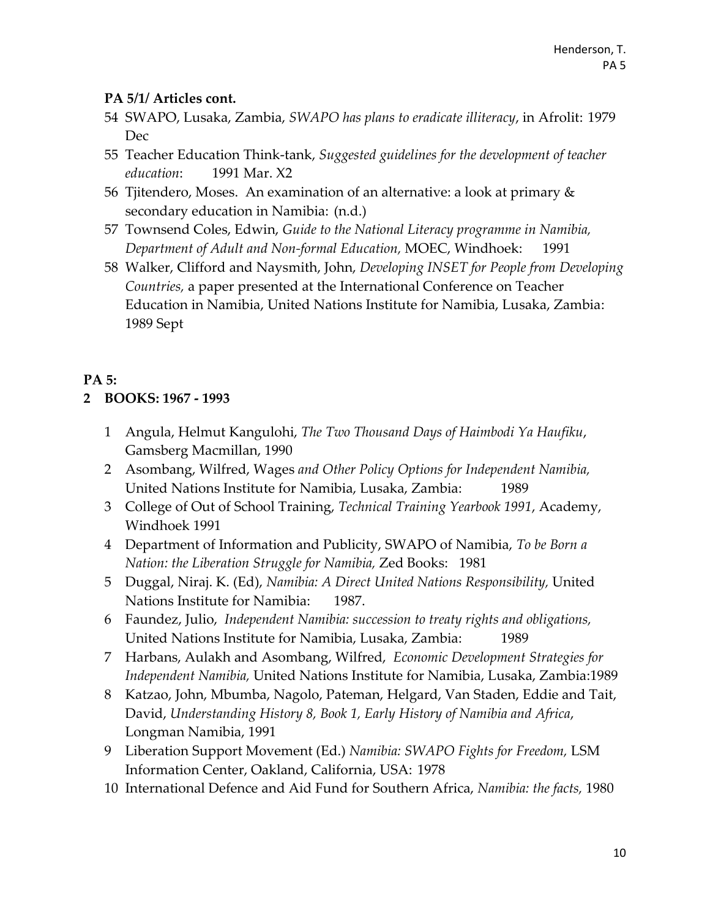**PA 5/1/ Articles cont.**

54 SWAPO, Lusaka, Zambia, *SWAPO has plans to eradicate illiteracy*, in Afrolit: 1979 Dec

55 Teacher Education Think-tank, *Suggested guidelines for the development of teacher education*: 1991 Mar. X2

56 Tjitendero, Moses. An examination of an alternative: a look at primary & secondary education in Namibia: (n.d.)

57 Townsend Coles, Edwin, *Guide to the National Literacy programme in Namibia, Department of Adult and Non-formal Education,* MOEC, Windhoek: 1991

58 Walker, Clifford and Naysmith, John, *Developing INSET for People from Developing Countries,* a paper presented at the International Conference on Teacher Education in Namibia, United Nations Institute for Namibia, Lusaka, Zambia: 1989 Sept

**PA 5:**

**2 BOOKS: 1967 - 1993**

1 Angula, Helmut Kangulohi, *The Two Thousand Days of Haimbodi Ya Haufiku*, Gamsberg Macmillan, 1990

2 Asombang, Wilfred, Wages *and Other Policy Options for Independent Namibia,* United Nations Institute for Namibia, Lusaka, Zambia: 1989

3 College of Out of School Training, *Technical Training Yearbook 1991*, Academy, Windhoek 1991

4 Department of Information and Publicity, SWAPO of Namibia, *To be Born a Nation: the Liberation Struggle for Namibia,* Zed Books: 1981

5 Duggal, Niraj. K. (Ed), *Namibia: A Direct United Nations Responsibility,* United Nations Institute for Namibia: 1987.

6 Faundez, Julio, *Independent Namibia: succession to treaty rights and obligations,* United Nations Institute for Namibia, Lusaka, Zambia: 1989

7 Harbans, Aulakh and Asombang, Wilfred, *Economic Development Strategies for Independent Namibia,* United Nations Institute for Namibia, Lusaka, Zambia:1989

8 Katzao, John, Mbumba, Nagolo, Pateman, Helgard, Van Staden, Eddie and Tait, David, *Understanding History 8, Book 1, Early History of Namibia and Africa*, Longman Namibia, 1991

9 Liberation Support Movement (Ed.) *Namibia: SWAPO Fights for Freedom*, LSM Information Center, Oakland, California, USA: 1978

10 International Defence and Aid Fund for Southern Africa, *Namibia: the facts,* 1980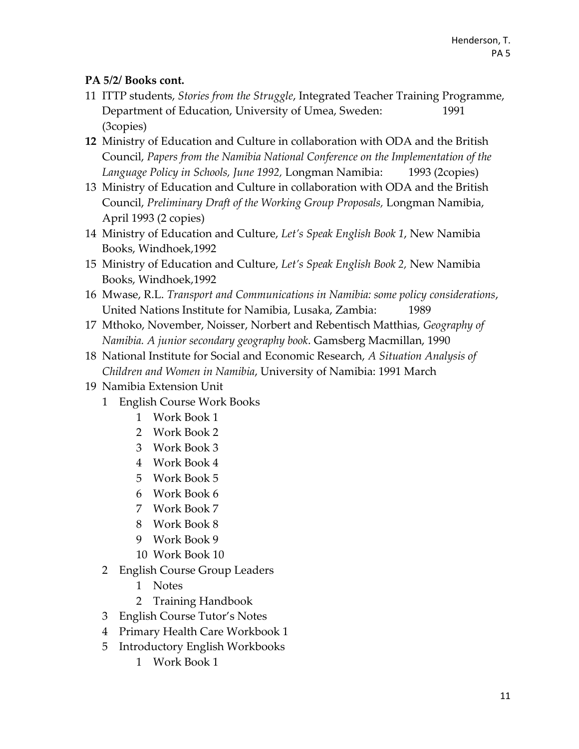**PA 5/2/ Books cont.**

11 ITTP students, *Stories from the Struggle*, Integrated Teacher Training Programme, Department of Education, University of Umea, Sweden: 1991 (3copies)

**12** Ministry of Education and Culture in collaboration with ODA and the British Council, *Papers from the Namibia National Conference on the Implementation of the Language Policy in Schools, June 1992,* Longman Namibia: 1993 (2copies)

13 Ministry of Education and Culture in collaboration with ODA and the British Council, *Preliminary Draft of the Working Group Proposals,* Longman Namibia, April 1993 (2 copies)

14 Ministry of Education and Culture, *Let's Speak English Book 1*, New Namibia Books, Windhoek,1992

15 Ministry of Education and Culture, *Let's Speak English Book 2,* New Namibia Books, Windhoek,1992

16 Mwase, R.L. *Transport and Communications in Namibia: some policy considerations*, United Nations Institute for Namibia, Lusaka, Zambia: 1989

17 Mthoko, November, Noisser, Norbert and Rebentisch Matthias, *Geography of Namibia. A junior secondary geography book*. Gamsberg Macmillan, 1990

18 National Institute for Social and Economic Research, *A Situation Analysis of Children and Women in Namibia*, University of Namibia: 1991 March

19 Namibia Extension Unit
- 1 English Course Work Books
  - 1 Work Book 1
  - 2 Work Book 2
  - 3 Work Book 3
  - 4 Work Book 4
  - 5 Work Book 5
  - 6 Work Book 6
  - 7 Work Book 7
  - 8 Work Book 8
  - 9 Work Book 9
  - 10 Work Book 10
- 2 English Course Group Leaders
  - 1 Notes
  - 2 Training Handbook
- 3 English Course Tutor's Notes
- 4 Primary Health Care Workbook 1
- 5 Introductory English Workbooks
  - 1 Work Book 1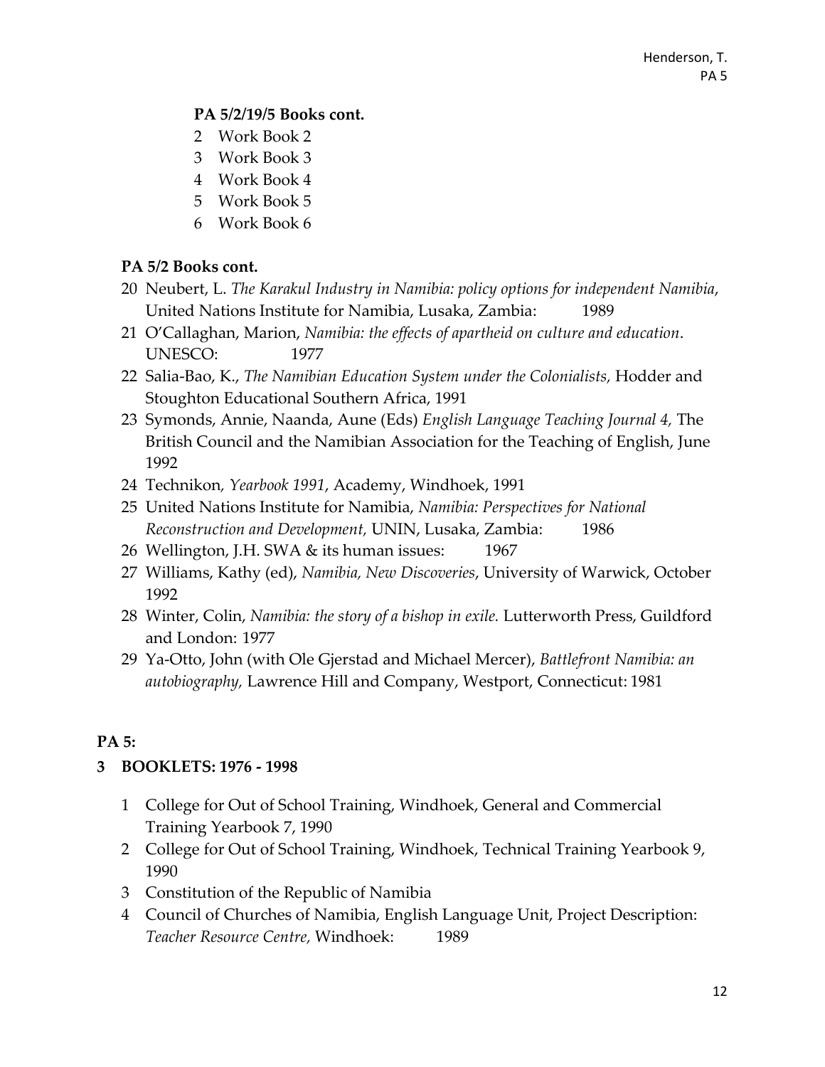**PA 5/2/19/5 Books cont.**

2 Work Book 2
3 Work Book 3
4 Work Book 4
5 Work Book 5
6 Work Book 6

**PA 5/2 Books cont.**

20 Neubert, L. *The Karakul Industry in Namibia: policy options for independent Namibia*, United Nations Institute for Namibia, Lusaka, Zambia: 1989
21 O'Callaghan, Marion, *Namibia: the effects of apartheid on culture and education*. UNESCO: 1977
22 Salia-Bao, K., *The Namibian Education System under the Colonialists,* Hodder and Stoughton Educational Southern Africa, 1991
23 Symonds, Annie, Naanda, Aune (Eds) *English Language Teaching Journal 4,* The British Council and the Namibian Association for the Teaching of English, June 1992
24 Technikon*, Yearbook 1991*, Academy, Windhoek, 1991
25 United Nations Institute for Namibia, *Namibia: Perspectives for National Reconstruction and Development,* UNIN, Lusaka, Zambia: 1986
26 Wellington, J.H. SWA & its human issues: 1967
27 Williams, Kathy (ed), *Namibia, New Discoveries*, University of Warwick, October 1992
28 Winter, Colin, *Namibia: the story of a bishop in exile.* Lutterworth Press, Guildford and London: 1977
29 Ya-Otto, John (with Ole Gjerstad and Michael Mercer), *Battlefront Namibia: an autobiography,* Lawrence Hill and Company, Westport, Connecticut: 1981

**PA 5:**

**3 BOOKLETS: 1976 - 1998**

1 College for Out of School Training, Windhoek, General and Commercial Training Yearbook 7, 1990
2 College for Out of School Training, Windhoek, Technical Training Yearbook 9, 1990
3 Constitution of the Republic of Namibia
4 Council of Churches of Namibia, English Language Unit, Project Description: *Teacher Resource Centre,* Windhoek: 1989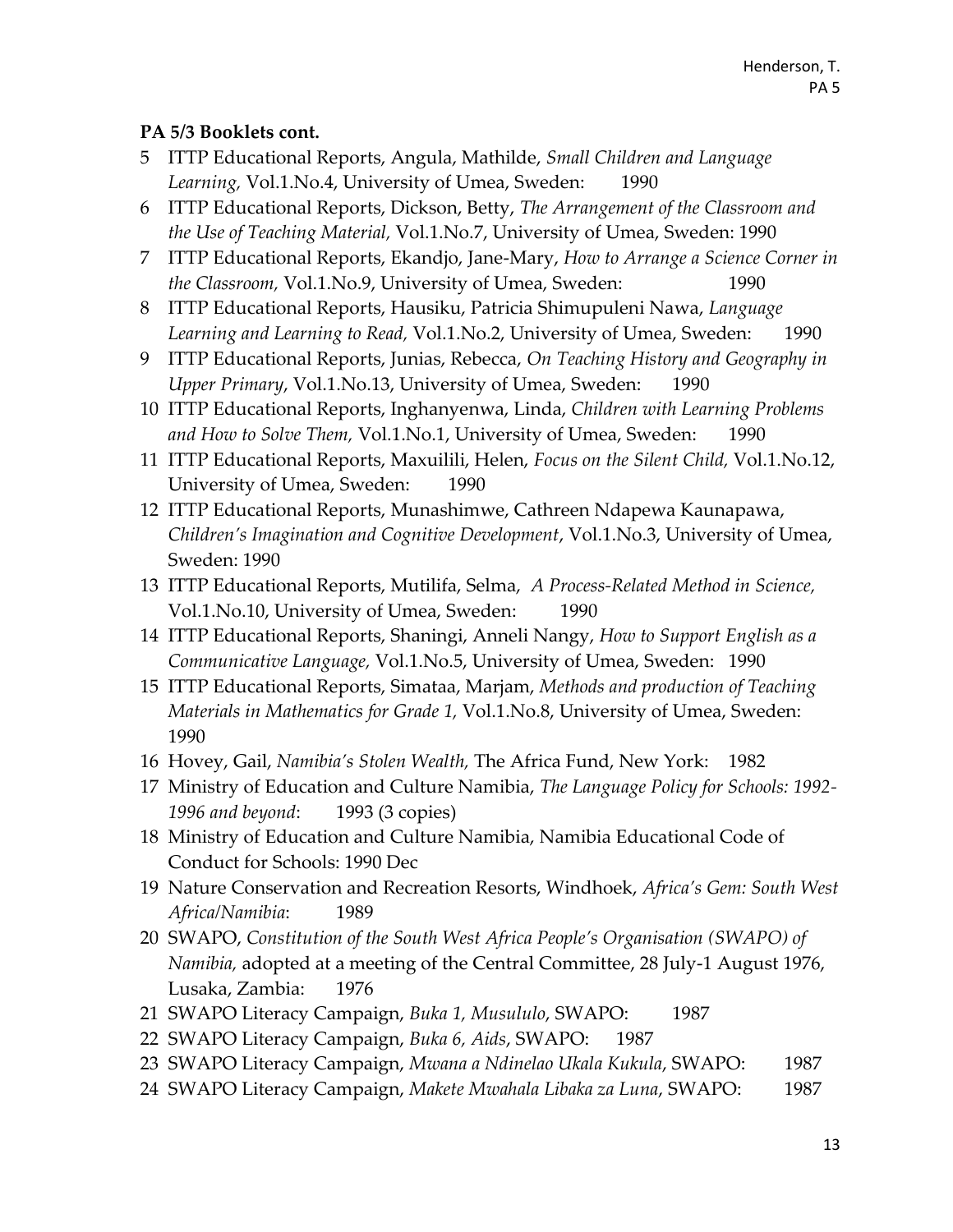**PA 5/3 Booklets cont.**

5 ITTP Educational Reports, Angula, Mathilde, *Small Children and Language Learning,* Vol.1.No.4, University of Umea, Sweden: 1990
6 ITTP Educational Reports, Dickson, Betty, *The Arrangement of the Classroom and the Use of Teaching Material,* Vol.1.No.7, University of Umea, Sweden: 1990
7 ITTP Educational Reports, Ekandjo, Jane-Mary, *How to Arrange a Science Corner in the Classroom,* Vol.1.No.9, University of Umea, Sweden: 1990
8 ITTP Educational Reports, Hausiku, Patricia Shimupuleni Nawa, *Language Learning and Learning to Read,* Vol.1.No.2, University of Umea, Sweden: 1990
9 ITTP Educational Reports, Junias, Rebecca, *On Teaching History and Geography in Upper Primary*, Vol.1.No.13, University of Umea, Sweden: 1990
10 ITTP Educational Reports, Inghanyenwa, Linda, *Children with Learning Problems and How to Solve Them,* Vol.1.No.1, University of Umea, Sweden: 1990
11 ITTP Educational Reports, Maxuilili, Helen, *Focus on the Silent Child,* Vol.1.No.12, University of Umea, Sweden: 1990
12 ITTP Educational Reports, Munashimwe, Cathreen Ndapewa Kaunapawa, *Children's Imagination and Cognitive Development*, Vol.1.No.3, University of Umea, Sweden: 1990
13 ITTP Educational Reports, Mutilifa, Selma, *A Process-Related Method in Science,* Vol.1.No.10, University of Umea, Sweden: 1990
14 ITTP Educational Reports, Shaningi, Anneli Nangy, *How to Support English as a Communicative Language,* Vol.1.No.5, University of Umea, Sweden: 1990
15 ITTP Educational Reports, Simataa, Marjam, *Methods and production of Teaching Materials in Mathematics for Grade 1,* Vol.1.No.8, University of Umea, Sweden: 1990
16 Hovey, Gail, *Namibia's Stolen Wealth,* The Africa Fund, New York: 1982
17 Ministry of Education and Culture Namibia, *The Language Policy for Schools: 1992-1996 and beyond*: 1993 (3 copies)
18 Ministry of Education and Culture Namibia, Namibia Educational Code of Conduct for Schools: 1990 Dec
19 Nature Conservation and Recreation Resorts, Windhoek, *Africa's Gem: South West Africa/Namibia*: 1989
20 SWAPO, *Constitution of the South West Africa People's Organisation (SWAPO) of Namibia,* adopted at a meeting of the Central Committee, 28 July-1 August 1976, Lusaka, Zambia: 1976
21 SWAPO Literacy Campaign, *Buka 1, Musululo*, SWAPO: 1987
22 SWAPO Literacy Campaign, *Buka 6, Aids*, SWAPO: 1987
23 SWAPO Literacy Campaign, *Mwana a Ndinelao Ukala Kukula*, SWAPO: 1987
24 SWAPO Literacy Campaign, *Makete Mwahala Libaka za Luna*, SWAPO: 1987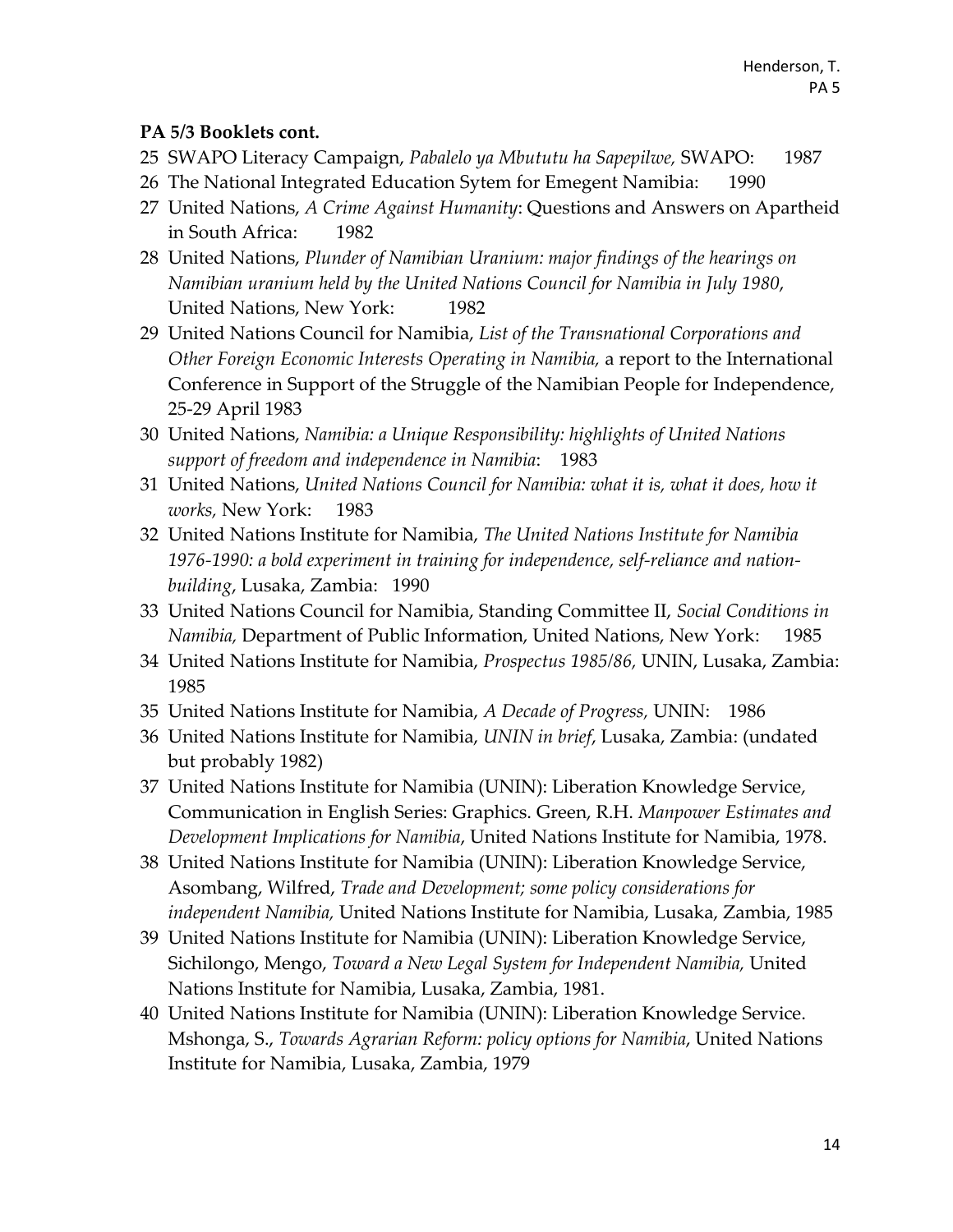**PA 5/3 Booklets cont.**

25 SWAPO Literacy Campaign, *Pabalelo ya Mbututu ha Sapepilwe,* SWAPO: 1987

26 The National Integrated Education Sytem for Emegent Namibia: 1990

27 United Nations, *A Crime Against Humanity*: Questions and Answers on Apartheid in South Africa: 1982

28 United Nations, *Plunder of Namibian Uranium: major findings of the hearings on Namibian uranium held by the United Nations Council for Namibia in July 1980*, United Nations, New York: 1982

29 United Nations Council for Namibia, *List of the Transnational Corporations and Other Foreign Economic Interests Operating in Namibia,* a report to the International Conference in Support of the Struggle of the Namibian People for Independence, 25-29 April 1983

30 United Nations, *Namibia: a Unique Responsibility: highlights of United Nations support of freedom and independence in Namibia*: 1983

31 United Nations, *United Nations Council for Namibia: what it is, what it does, how it works,* New York: 1983

32 United Nations Institute for Namibia, *The United Nations Institute for Namibia 1976-1990: a bold experiment in training for independence, self-reliance and nation-building*, Lusaka, Zambia: 1990

33 United Nations Council for Namibia, Standing Committee II, *Social Conditions in Namibia,* Department of Public Information, United Nations, New York: 1985

34 United Nations Institute for Namibia, *Prospectus 1985/86,* UNIN, Lusaka, Zambia: 1985

35 United Nations Institute for Namibia, *A Decade of Progress,* UNIN: 1986

36 United Nations Institute for Namibia, *UNIN in brief*, Lusaka, Zambia: (undated but probably 1982)

37 United Nations Institute for Namibia (UNIN): Liberation Knowledge Service, Communication in English Series: Graphics. Green, R.H. *Manpower Estimates and Development Implications for Namibia*, United Nations Institute for Namibia, 1978.

38 United Nations Institute for Namibia (UNIN): Liberation Knowledge Service, Asombang, Wilfred, *Trade and Development; some policy considerations for independent Namibia,* United Nations Institute for Namibia, Lusaka, Zambia, 1985

39 United Nations Institute for Namibia (UNIN): Liberation Knowledge Service, Sichilongo, Mengo, *Toward a New Legal System for Independent Namibia,* United Nations Institute for Namibia, Lusaka, Zambia, 1981.

40 United Nations Institute for Namibia (UNIN): Liberation Knowledge Service. Mshonga, S., *Towards Agrarian Reform: policy options for Namibia*, United Nations Institute for Namibia, Lusaka, Zambia, 1979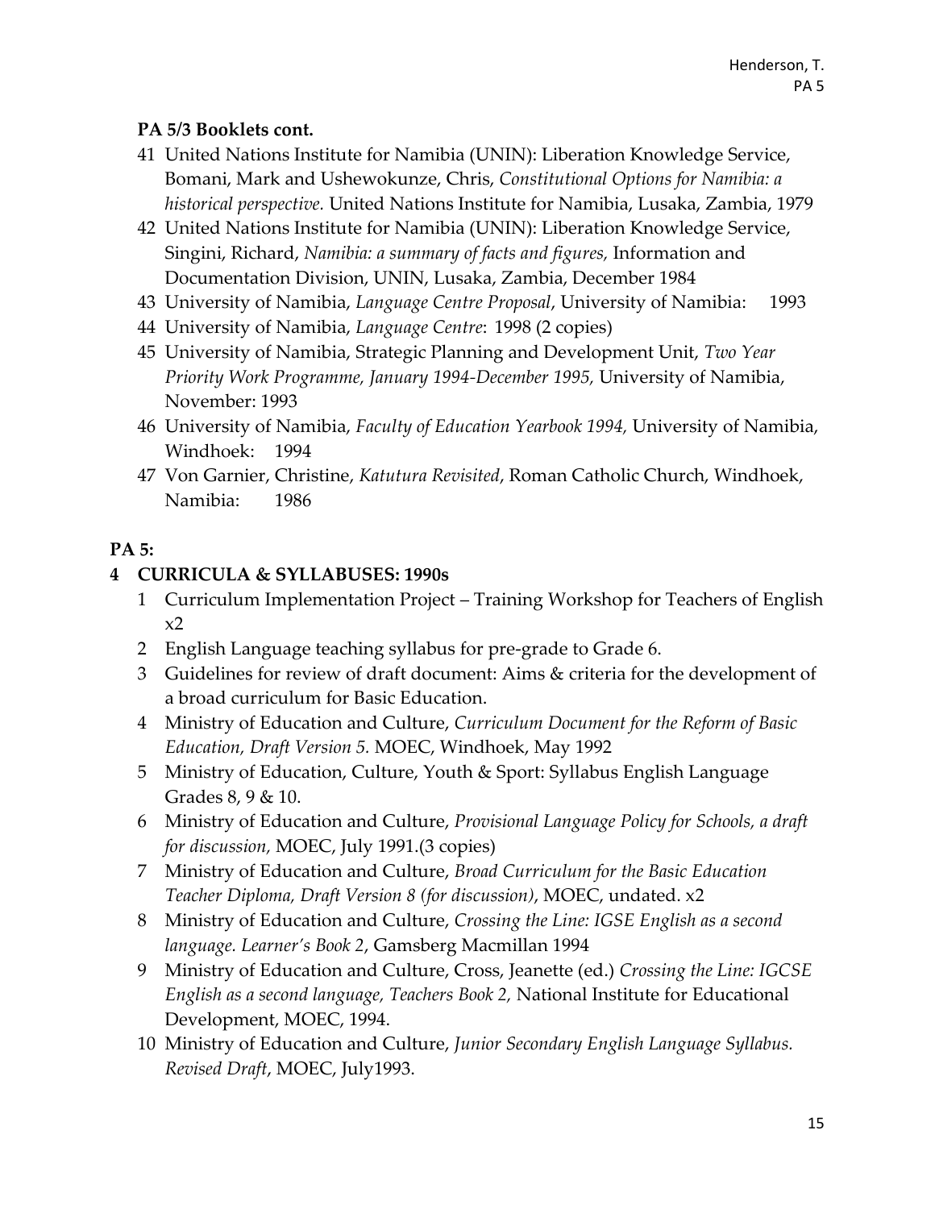**PA 5/3 Booklets cont.**

41 United Nations Institute for Namibia (UNIN): Liberation Knowledge Service, Bomani, Mark and Ushewokunze, Chris, *Constitutional Options for Namibia: a historical perspective.* United Nations Institute for Namibia, Lusaka, Zambia, 1979

42 United Nations Institute for Namibia (UNIN): Liberation Knowledge Service, Singini, Richard, *Namibia: a summary of facts and figures,* Information and Documentation Division, UNIN, Lusaka, Zambia, December 1984

43 University of Namibia, *Language Centre Proposal*, University of Namibia: 1993

44 University of Namibia, *Language Centre*: 1998 (2 copies)

45 University of Namibia, Strategic Planning and Development Unit, *Two Year Priority Work Programme, January 1994-December 1995,* University of Namibia, November: 1993

46 University of Namibia, *Faculty of Education Yearbook 1994,* University of Namibia, Windhoek: 1994

47 Von Garnier, Christine, *Katutura Revisited*, Roman Catholic Church, Windhoek, Namibia: 1986

**PA 5:**

**4 CURRICULA & SYLLABUSES: 1990s**

1 Curriculum Implementation Project – Training Workshop for Teachers of English x2

2 English Language teaching syllabus for pre-grade to Grade 6.

3 Guidelines for review of draft document: Aims & criteria for the development of a broad curriculum for Basic Education.

4 Ministry of Education and Culture, *Curriculum Document for the Reform of Basic Education, Draft Version 5.* MOEC, Windhoek, May 1992

5 Ministry of Education, Culture, Youth & Sport: Syllabus English Language Grades 8, 9 & 10.

6 Ministry of Education and Culture, *Provisional Language Policy for Schools, a draft for discussion,* MOEC, July 1991.(3 copies)

7 Ministry of Education and Culture, *Broad Curriculum for the Basic Education Teacher Diploma, Draft Version 8 (for discussion)*, MOEC, undated. x2

8 Ministry of Education and Culture, *Crossing the Line: IGSE English as a second language. Learner's Book 2*, Gamsberg Macmillan 1994

9 Ministry of Education and Culture, Cross, Jeanette (ed.) *Crossing the Line: IGCSE English as a second language, Teachers Book 2,* National Institute for Educational Development, MOEC, 1994.

10 Ministry of Education and Culture, *Junior Secondary English Language Syllabus. Revised Draft*, MOEC, July1993.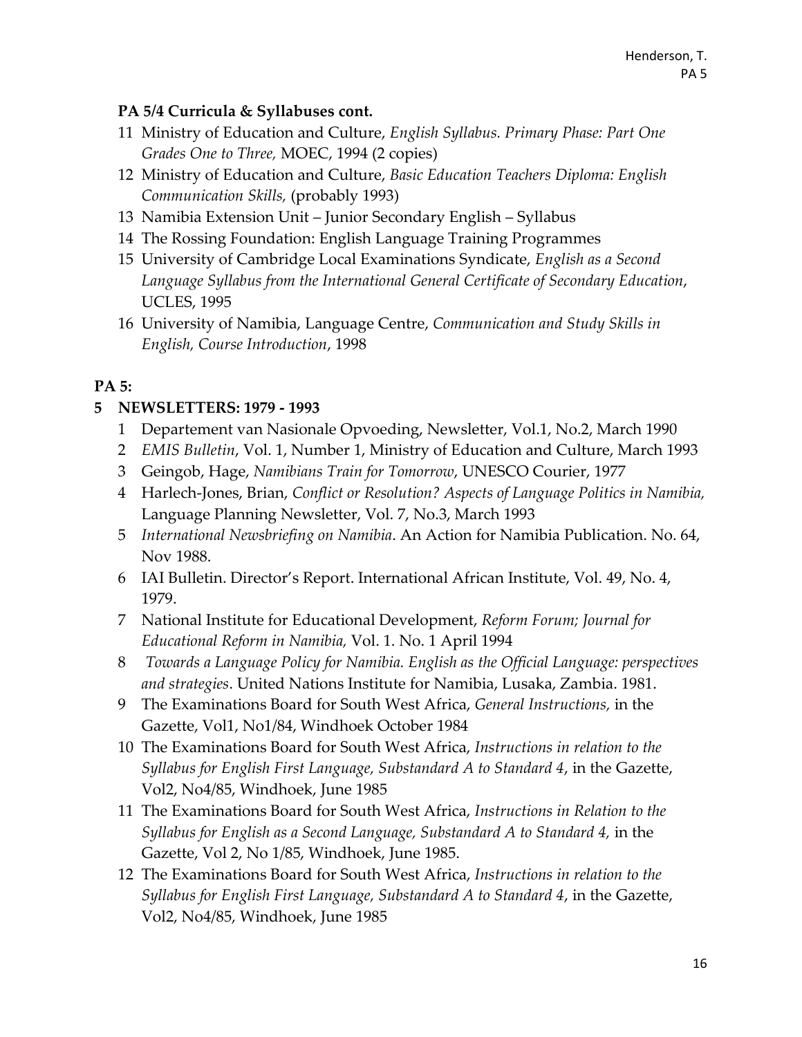### PA 5/4 Curricula & Syllabuses cont.

11 Ministry of Education and Culture, *English Syllabus. Primary Phase: Part One Grades One to Three,* MOEC, 1994 (2 copies)

12 Ministry of Education and Culture, *Basic Education Teachers Diploma: English Communication Skills,* (probably 1993)

13 Namibia Extension Unit – Junior Secondary English – Syllabus

14 The Rossing Foundation: English Language Training Programmes

15 University of Cambridge Local Examinations Syndicate, *English as a Second Language Syllabus from the International General Certificate of Secondary Education*, UCLES, 1995

16 University of Namibia, Language Centre, *Communication and Study Skills in English, Course Introduction*, 1998

## PA 5:

### 5 NEWSLETTERS: 1979 - 1993

1 Departement van Nasionale Opvoeding, Newsletter, Vol.1, No.2, March 1990

2 *EMIS Bulletin*, Vol. 1, Number 1, Ministry of Education and Culture, March 1993

3 Geingob, Hage, *Namibians Train for Tomorrow*, UNESCO Courier, 1977

4 Harlech-Jones, Brian, *Conflict or Resolution? Aspects of Language Politics in Namibia,* Language Planning Newsletter, Vol. 7, No.3, March 1993

5 *International Newsbriefing on Namibia*. An Action for Namibia Publication. No. 64, Nov 1988.

6 IAI Bulletin. Director's Report. International African Institute, Vol. 49, No. 4, 1979.

7 National Institute for Educational Development, *Reform Forum; Journal for Educational Reform in Namibia,* Vol. 1. No. 1 April 1994

8 *Towards a Language Policy for Namibia. English as the Official Language: perspectives and strategies*. United Nations Institute for Namibia, Lusaka, Zambia. 1981.

9 The Examinations Board for South West Africa, *General Instructions,* in the Gazette, Vol1, No1/84, Windhoek October 1984

10 The Examinations Board for South West Africa, *Instructions in relation to the Syllabus for English First Language, Substandard A to Standard 4*, in the Gazette, Vol2, No4/85, Windhoek, June 1985

11 The Examinations Board for South West Africa, *Instructions in Relation to the Syllabus for English as a Second Language, Substandard A to Standard 4,* in the Gazette, Vol 2, No 1/85, Windhoek, June 1985.

12 The Examinations Board for South West Africa, *Instructions in relation to the Syllabus for English First Language, Substandard A to Standard 4*, in the Gazette, Vol2, No4/85, Windhoek, June 1985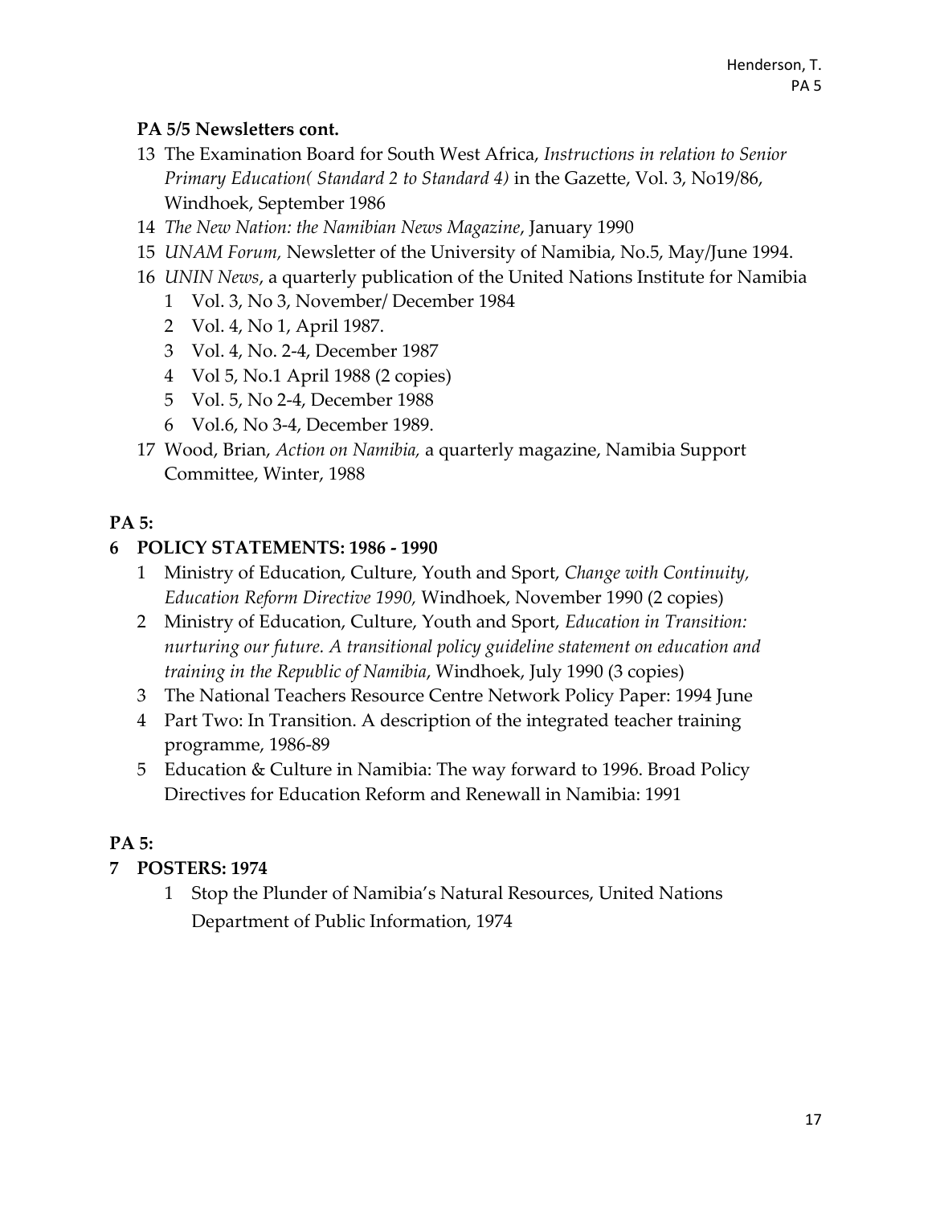**PA 5/5 Newsletters cont.**

13 The Examination Board for South West Africa, *Instructions in relation to Senior Primary Education( Standard 2 to Standard 4)* in the Gazette, Vol. 3, No19/86, Windhoek, September 1986

14 *The New Nation: the Namibian News Magazine*, January 1990

15 *UNAM Forum,* Newsletter of the University of Namibia, No.5, May/June 1994.

16 *UNIN News*, a quarterly publication of the United Nations Institute for Namibia

  1 Vol. 3, No 3, November/ December 1984

  2 Vol. 4, No 1, April 1987.

  3 Vol. 4, No. 2-4, December 1987

  4 Vol 5, No.1 April 1988 (2 copies)

  5 Vol. 5, No 2-4, December 1988

  6 Vol.6, No 3-4, December 1989.

17 Wood, Brian, *Action on Namibia,* a quarterly magazine, Namibia Support Committee, Winter, 1988

**PA 5:**

**6 POLICY STATEMENTS: 1986 - 1990**

  1 Ministry of Education, Culture, Youth and Sport, *Change with Continuity, Education Reform Directive 1990,* Windhoek, November 1990 (2 copies)

  2 Ministry of Education, Culture, Youth and Sport, *Education in Transition: nurturing our future. A transitional policy guideline statement on education and training in the Republic of Namibia*, Windhoek, July 1990 (3 copies)

  3 The National Teachers Resource Centre Network Policy Paper: 1994 June

  4 Part Two: In Transition. A description of the integrated teacher training programme, 1986-89

  5 Education & Culture in Namibia: The way forward to 1996. Broad Policy Directives for Education Reform and Renewall in Namibia: 1991

**PA 5:**

**7 POSTERS: 1974**

  1 Stop the Plunder of Namibia's Natural Resources, United Nations Department of Public Information, 1974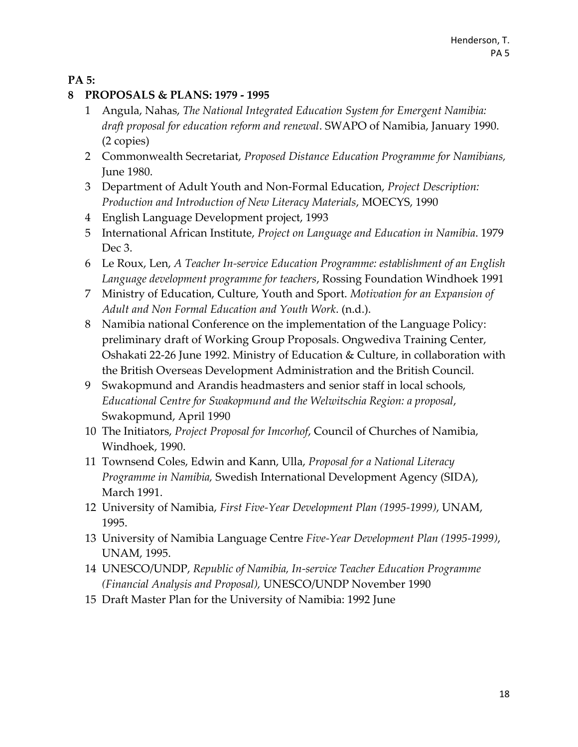**PA 5:**

## 8 PROPOSALS & PLANS: 1979 - 1995

1. Angula, Nahas, *The National Integrated Education System for Emergent Namibia: draft proposal for education reform and renewal*. SWAPO of Namibia, January 1990. (2 copies)
2. Commonwealth Secretariat, *Proposed Distance Education Programme for Namibians,* June 1980.
3. Department of Adult Youth and Non-Formal Education, *Project Description: Production and Introduction of New Literacy Materials*, MOECYS, 1990
4. English Language Development project, 1993
5. International African Institute, *Project on Language and Education in Namibia*. 1979 Dec 3.
6. Le Roux, Len, *A Teacher In-service Education Programme: establishment of an English Language development programme for teachers*, Rossing Foundation Windhoek 1991
7. Ministry of Education, Culture, Youth and Sport. *Motivation for an Expansion of Adult and Non Formal Education and Youth Work*. (n.d.).
8. Namibia national Conference on the implementation of the Language Policy: preliminary draft of Working Group Proposals. Ongwediva Training Center, Oshakati 22-26 June 1992. Ministry of Education & Culture, in collaboration with the British Overseas Development Administration and the British Council.
9. Swakopmund and Arandis headmasters and senior staff in local schools, *Educational Centre for Swakopmund and the Welwitschia Region: a proposal*, Swakopmund, April 1990
10. The Initiators, *Project Proposal for Imcorhof*, Council of Churches of Namibia, Windhoek, 1990.
11. Townsend Coles, Edwin and Kann, Ulla, *Proposal for a National Literacy Programme in Namibia,* Swedish International Development Agency (SIDA), March 1991.
12. University of Namibia, *First Five-Year Development Plan (1995-1999)*, UNAM, 1995.
13. University of Namibia Language Centre *Five-Year Development Plan (1995-1999),* UNAM, 1995.
14. UNESCO/UNDP, *Republic of Namibia, In-service Teacher Education Programme (Financial Analysis and Proposal),* UNESCO/UNDP November 1990
15. Draft Master Plan for the University of Namibia: 1992 June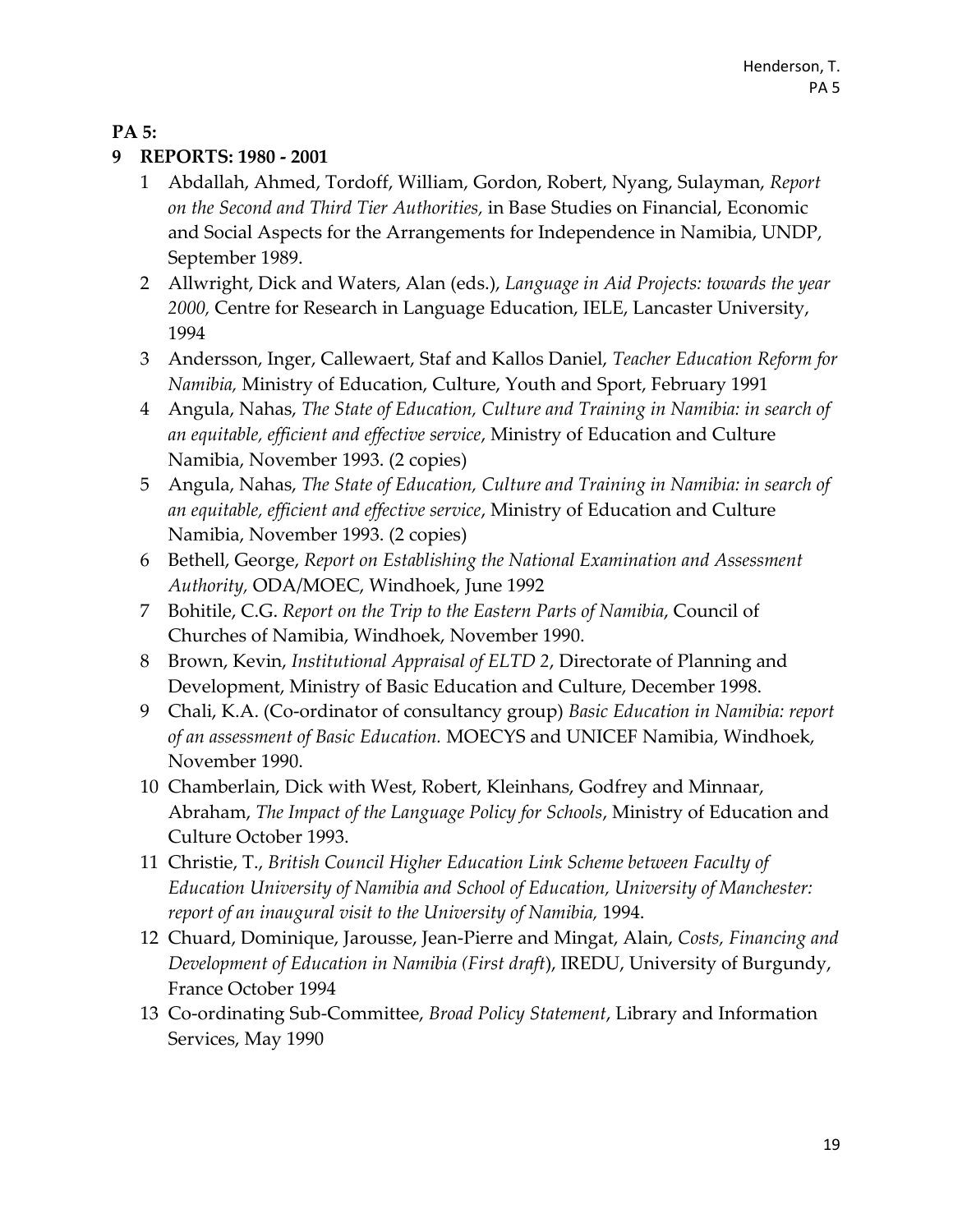**PA 5:**

**9 REPORTS: 1980 - 2001**

1. Abdallah, Ahmed, Tordoff, William, Gordon, Robert, Nyang, Sulayman, *Report on the Second and Third Tier Authorities,* in Base Studies on Financial, Economic and Social Aspects for the Arrangements for Independence in Namibia, UNDP, September 1989.
2. Allwright, Dick and Waters, Alan (eds.), *Language in Aid Projects: towards the year 2000,* Centre for Research in Language Education, IELE, Lancaster University, 1994
3. Andersson, Inger, Callewaert, Staf and Kallos Daniel, *Teacher Education Reform for Namibia,* Ministry of Education, Culture, Youth and Sport, February 1991
4. Angula, Nahas, *The State of Education, Culture and Training in Namibia: in search of an equitable, efficient and effective service*, Ministry of Education and Culture Namibia, November 1993. (2 copies)
5. Angula, Nahas, *The State of Education, Culture and Training in Namibia: in search of an equitable, efficient and effective service*, Ministry of Education and Culture Namibia, November 1993. (2 copies)
6. Bethell, George, *Report on Establishing the National Examination and Assessment Authority,* ODA/MOEC, Windhoek, June 1992
7. Bohitile, C.G. *Report on the Trip to the Eastern Parts of Namibia*, Council of Churches of Namibia, Windhoek, November 1990.
8. Brown, Kevin, *Institutional Appraisal of ELTD 2*, Directorate of Planning and Development, Ministry of Basic Education and Culture, December 1998.
9. Chali, K.A. (Co-ordinator of consultancy group) *Basic Education in Namibia: report of an assessment of Basic Education.* MOECYS and UNICEF Namibia, Windhoek, November 1990.
10. Chamberlain, Dick with West, Robert, Kleinhans, Godfrey and Minnaar, Abraham, *The Impact of the Language Policy for Schools*, Ministry of Education and Culture October 1993.
11. Christie, T., *British Council Higher Education Link Scheme between Faculty of Education University of Namibia and School of Education, University of Manchester: report of an inaugural visit to the University of Namibia,* 1994.
12. Chuard, Dominique, Jarousse, Jean-Pierre and Mingat, Alain, *Costs, Financing and Development of Education in Namibia (First draft*), IREDU, University of Burgundy, France October 1994
13. Co-ordinating Sub-Committee, *Broad Policy Statement*, Library and Information Services, May 1990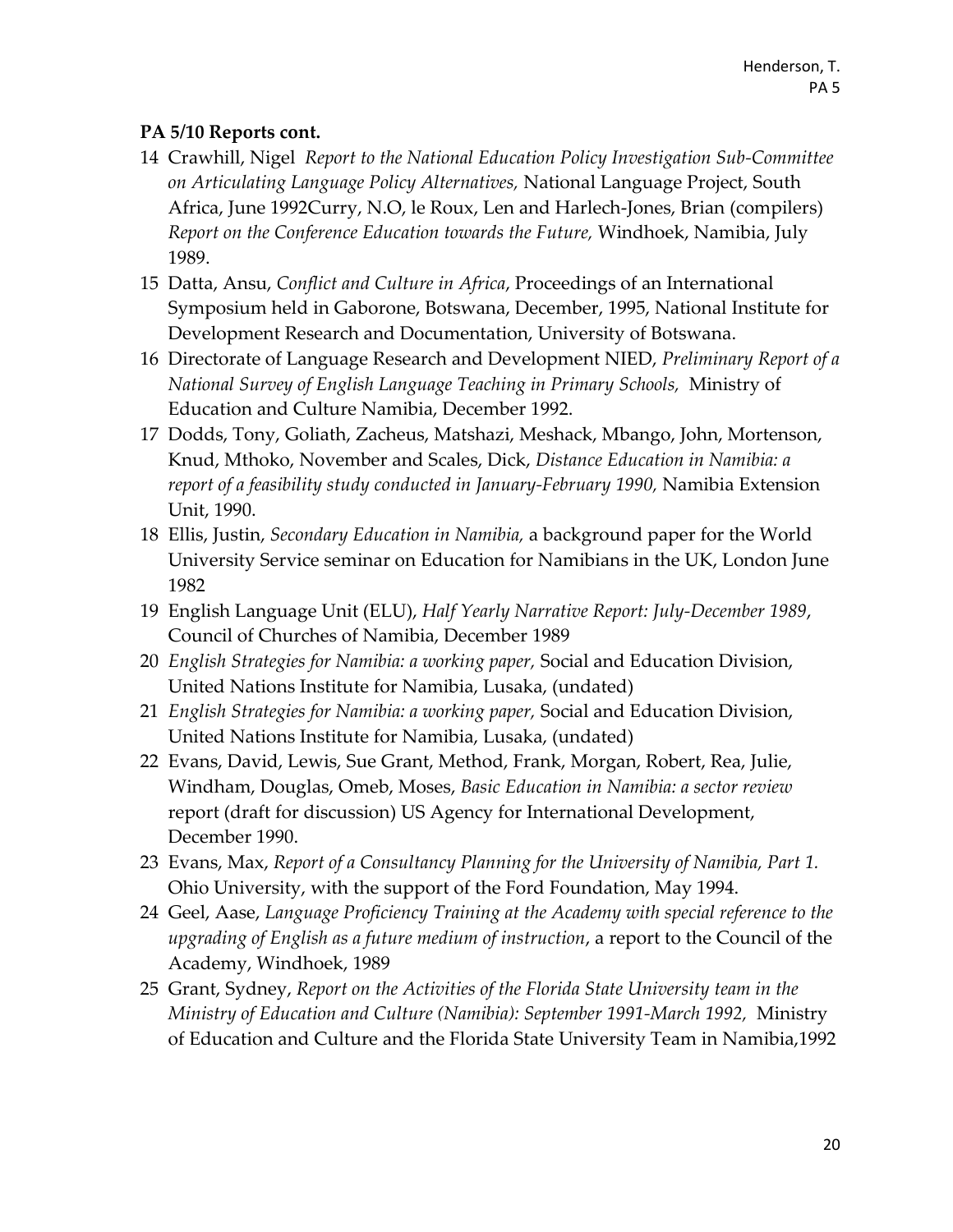**PA 5/10 Reports cont.**

14 Crawhill, Nigel *Report to the National Education Policy Investigation Sub-Committee on Articulating Language Policy Alternatives,* National Language Project, South Africa, June 1992Curry, N.O, le Roux, Len and Harlech-Jones, Brian (compilers) *Report on the Conference Education towards the Future,* Windhoek, Namibia, July 1989.

15 Datta, Ansu, *Conflict and Culture in Africa*, Proceedings of an International Symposium held in Gaborone, Botswana, December, 1995, National Institute for Development Research and Documentation, University of Botswana.

16 Directorate of Language Research and Development NIED, *Preliminary Report of a National Survey of English Language Teaching in Primary Schools,* Ministry of Education and Culture Namibia, December 1992.

17 Dodds, Tony, Goliath, Zacheus, Matshazi, Meshack, Mbango, John, Mortenson, Knud, Mthoko, November and Scales, Dick, *Distance Education in Namibia: a report of a feasibility study conducted in January-February 1990,* Namibia Extension Unit, 1990.

18 Ellis, Justin, *Secondary Education in Namibia,* a background paper for the World University Service seminar on Education for Namibians in the UK, London June 1982

19 English Language Unit (ELU), *Half Yearly Narrative Report: July-December 1989*, Council of Churches of Namibia, December 1989

20 *English Strategies for Namibia: a working paper,* Social and Education Division, United Nations Institute for Namibia, Lusaka, (undated)

21 *English Strategies for Namibia: a working paper,* Social and Education Division, United Nations Institute for Namibia, Lusaka, (undated)

22 Evans, David, Lewis, Sue Grant, Method, Frank, Morgan, Robert, Rea, Julie, Windham, Douglas, Omeb, Moses, *Basic Education in Namibia: a sector review* report (draft for discussion) US Agency for International Development, December 1990.

23 Evans, Max, *Report of a Consultancy Planning for the University of Namibia, Part 1.* Ohio University, with the support of the Ford Foundation, May 1994.

24 Geel, Aase, *Language Proficiency Training at the Academy with special reference to the upgrading of English as a future medium of instruction*, a report to the Council of the Academy, Windhoek, 1989

25 Grant, Sydney, *Report on the Activities of the Florida State University team in the Ministry of Education and Culture (Namibia): September 1991-March 1992,* Ministry of Education and Culture and the Florida State University Team in Namibia,1992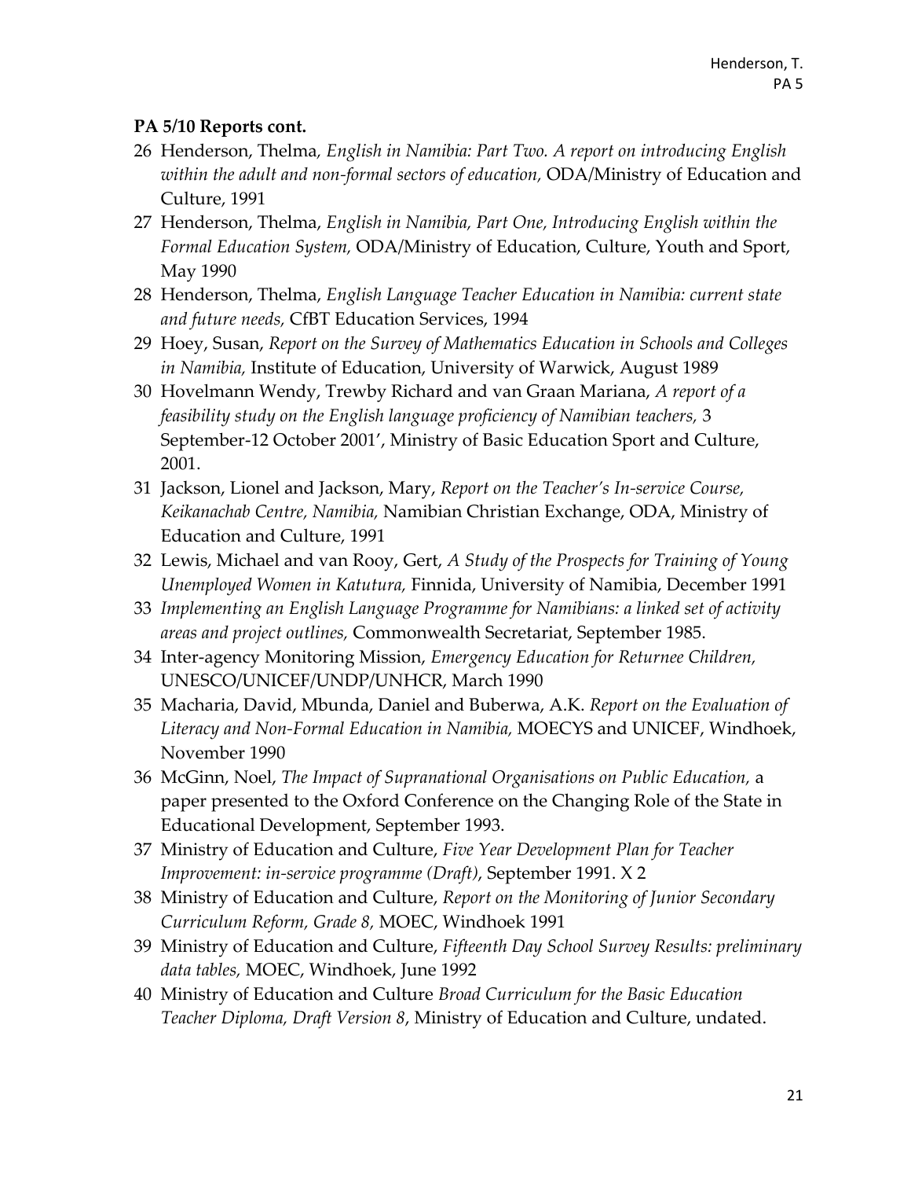**PA 5/10 Reports cont.**

26 Henderson, Thelma, *English in Namibia: Part Two. A report on introducing English within the adult and non-formal sectors of education,* ODA/Ministry of Education and Culture, 1991

27 Henderson, Thelma, *English in Namibia, Part One, Introducing English within the Formal Education System,* ODA/Ministry of Education, Culture, Youth and Sport, May 1990

28 Henderson, Thelma, *English Language Teacher Education in Namibia: current state and future needs,* CfBT Education Services, 1994

29 Hoey, Susan, *Report on the Survey of Mathematics Education in Schools and Colleges in Namibia,* Institute of Education, University of Warwick, August 1989

30 Hovelmann Wendy, Trewby Richard and van Graan Mariana, *A report of a feasibility study on the English language proficiency of Namibian teachers,* 3 September-12 October 2001', Ministry of Basic Education Sport and Culture, 2001.

31 Jackson, Lionel and Jackson, Mary, *Report on the Teacher's In-service Course, Keikanachab Centre, Namibia,* Namibian Christian Exchange, ODA, Ministry of Education and Culture, 1991

32 Lewis, Michael and van Rooy, Gert, *A Study of the Prospects for Training of Young Unemployed Women in Katutura,* Finnida, University of Namibia, December 1991

33 *Implementing an English Language Programme for Namibians: a linked set of activity areas and project outlines,* Commonwealth Secretariat, September 1985.

34 Inter-agency Monitoring Mission, *Emergency Education for Returnee Children,* UNESCO/UNICEF/UNDP/UNHCR, March 1990

35 Macharia, David, Mbunda, Daniel and Buberwa, A.K. *Report on the Evaluation of Literacy and Non-Formal Education in Namibia,* MOECYS and UNICEF, Windhoek, November 1990

36 McGinn, Noel, *The Impact of Supranational Organisations on Public Education,* a paper presented to the Oxford Conference on the Changing Role of the State in Educational Development, September 1993.

37 Ministry of Education and Culture, *Five Year Development Plan for Teacher Improvement: in-service programme (Draft)*, September 1991. X 2

38 Ministry of Education and Culture, *Report on the Monitoring of Junior Secondary Curriculum Reform, Grade 8,* MOEC, Windhoek 1991

39 Ministry of Education and Culture, *Fifteenth Day School Survey Results: preliminary data tables,* MOEC, Windhoek, June 1992

40 Ministry of Education and Culture *Broad Curriculum for the Basic Education Teacher Diploma, Draft Version 8*, Ministry of Education and Culture, undated.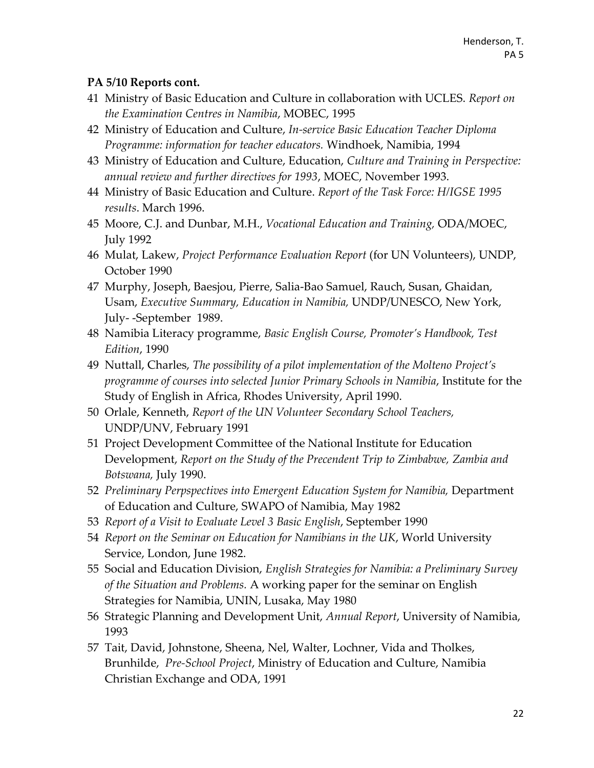**PA 5/10 Reports cont.**

41 Ministry of Basic Education and Culture in collaboration with UCLES. *Report on the Examination Centres in Namibia*, MOBEC, 1995

42 Ministry of Education and Culture, *In-service Basic Education Teacher Diploma Programme: information for teacher educators.* Windhoek, Namibia, 1994

43 Ministry of Education and Culture, Education, *Culture and Training in Perspective: annual review and further directives for 1993*, MOEC, November 1993.

44 Ministry of Basic Education and Culture. *Report of the Task Force: H/IGSE 1995 results*. March 1996.

45 Moore, C.J. and Dunbar, M.H., *Vocational Education and Training,* ODA/MOEC, July 1992

46 Mulat, Lakew, *Project Performance Evaluation Report* (for UN Volunteers), UNDP, October 1990

47 Murphy, Joseph, Baesjou, Pierre, Salia-Bao Samuel, Rauch, Susan, Ghaidan, Usam, *Executive Summary, Education in Namibia,* UNDP/UNESCO, New York, July- -September 1989.

48 Namibia Literacy programme, *Basic English Course, Promoter's Handbook, Test Edition*, 1990

49 Nuttall, Charles, *The possibility of a pilot implementation of the Molteno Project's programme of courses into selected Junior Primary Schools in Namibia*, Institute for the Study of English in Africa, Rhodes University, April 1990.

50 Orlale, Kenneth, *Report of the UN Volunteer Secondary School Teachers,* UNDP/UNV, February 1991

51 Project Development Committee of the National Institute for Education Development, *Report on the Study of the Precendent Trip to Zimbabwe, Zambia and Botswana,* July 1990.

52 *Preliminary Perpspectives into Emergent Education System for Namibia,* Department of Education and Culture, SWAPO of Namibia, May 1982

53 *Report of a Visit to Evaluate Level 3 Basic English*, September 1990

54 *Report on the Seminar on Education for Namibians in the UK*, World University Service, London, June 1982.

55 Social and Education Division, *English Strategies for Namibia: a Preliminary Survey of the Situation and Problems.* A working paper for the seminar on English Strategies for Namibia, UNIN, Lusaka, May 1980

56 Strategic Planning and Development Unit, *Annual Report*, University of Namibia, 1993

57 Tait, David, Johnstone, Sheena, Nel, Walter, Lochner, Vida and Tholkes, Brunhilde, *Pre-School Project*, Ministry of Education and Culture, Namibia Christian Exchange and ODA, 1991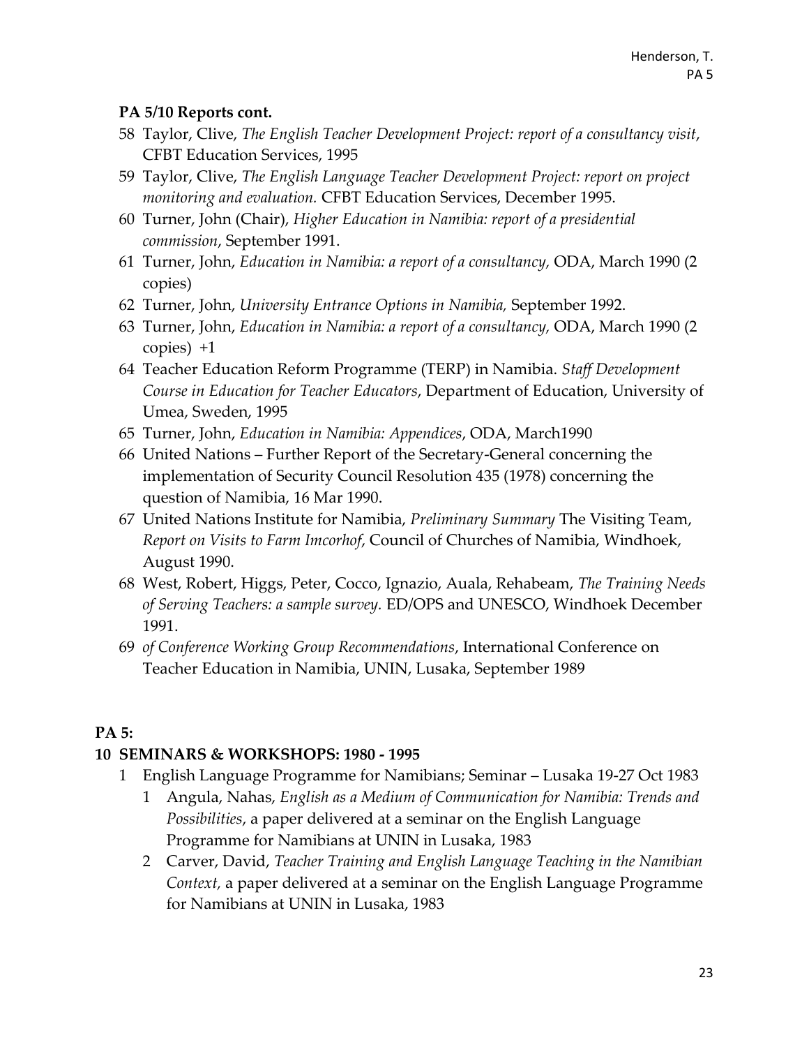**PA 5/10 Reports cont.**

58 Taylor, Clive, *The English Teacher Development Project: report of a consultancy visit*, CFBT Education Services, 1995

59 Taylor, Clive, *The English Language Teacher Development Project: report on project monitoring and evaluation.* CFBT Education Services, December 1995.

60 Turner, John (Chair), *Higher Education in Namibia: report of a presidential commission*, September 1991.

61 Turner, John, *Education in Namibia: a report of a consultancy,* ODA, March 1990 (2 copies)

62 Turner, John, *University Entrance Options in Namibia,* September 1992.

63 Turner, John, *Education in Namibia: a report of a consultancy,* ODA, March 1990 (2 copies) +1

64 Teacher Education Reform Programme (TERP) in Namibia. *Staff Development Course in Education for Teacher Educators*, Department of Education, University of Umea, Sweden, 1995

65 Turner, John, *Education in Namibia: Appendices*, ODA, March1990

66 United Nations – Further Report of the Secretary-General concerning the implementation of Security Council Resolution 435 (1978) concerning the question of Namibia, 16 Mar 1990.

67 United Nations Institute for Namibia, *Preliminary Summary* The Visiting Team, *Report on Visits to Farm Imcorhof*, Council of Churches of Namibia, Windhoek, August 1990.

68 West, Robert, Higgs, Peter, Cocco, Ignazio, Auala, Rehabeam, *The Training Needs of Serving Teachers: a sample survey.* ED/OPS and UNESCO, Windhoek December 1991.

69 *of Conference Working Group Recommendations*, International Conference on Teacher Education in Namibia, UNIN, Lusaka, September 1989

**PA 5:**

**10 SEMINARS & WORKSHOPS: 1980 - 1995**

1 English Language Programme for Namibians; Seminar – Lusaka 19-27 Oct 1983

  1 Angula, Nahas, *English as a Medium of Communication for Namibia: Trends and Possibilities*, a paper delivered at a seminar on the English Language Programme for Namibians at UNIN in Lusaka, 1983

  2 Carver, David, *Teacher Training and English Language Teaching in the Namibian Context,* a paper delivered at a seminar on the English Language Programme for Namibians at UNIN in Lusaka, 1983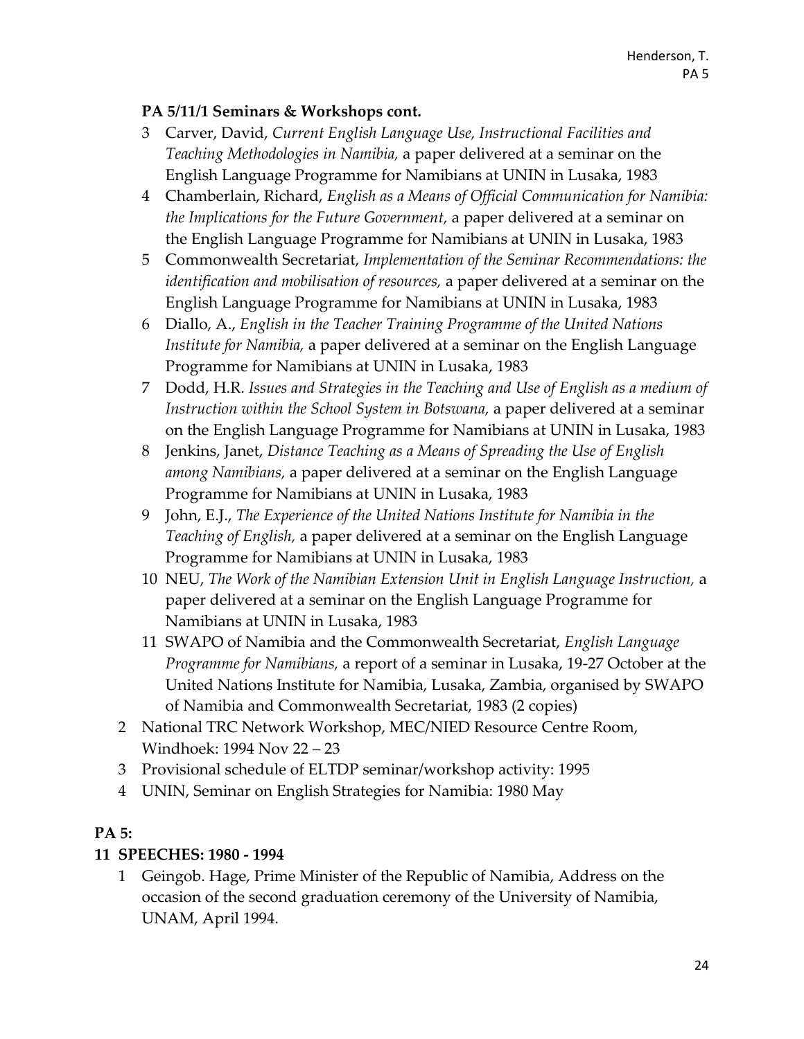### PA 5/11/1 Seminars & Workshops cont.

3 Carver, David, *Current English Language Use, Instructional Facilities and Teaching Methodologies in Namibia,* a paper delivered at a seminar on the English Language Programme for Namibians at UNIN in Lusaka, 1983

4 Chamberlain, Richard, *English as a Means of Official Communication for Namibia: the Implications for the Future Government,* a paper delivered at a seminar on the English Language Programme for Namibians at UNIN in Lusaka, 1983

5 Commonwealth Secretariat, *Implementation of the Seminar Recommendations: the identification and mobilisation of resources,* a paper delivered at a seminar on the English Language Programme for Namibians at UNIN in Lusaka, 1983

6 Diallo, A., *English in the Teacher Training Programme of the United Nations Institute for Namibia,* a paper delivered at a seminar on the English Language Programme for Namibians at UNIN in Lusaka, 1983

7 Dodd, H.R. *Issues and Strategies in the Teaching and Use of English as a medium of Instruction within the School System in Botswana,* a paper delivered at a seminar on the English Language Programme for Namibians at UNIN in Lusaka, 1983

8 Jenkins, Janet, *Distance Teaching as a Means of Spreading the Use of English among Namibians,* a paper delivered at a seminar on the English Language Programme for Namibians at UNIN in Lusaka, 1983

9 John, E.J., *The Experience of the United Nations Institute for Namibia in the Teaching of English,* a paper delivered at a seminar on the English Language Programme for Namibians at UNIN in Lusaka, 1983

10 NEU, *The Work of the Namibian Extension Unit in English Language Instruction,* a paper delivered at a seminar on the English Language Programme for Namibians at UNIN in Lusaka, 1983

11 SWAPO of Namibia and the Commonwealth Secretariat, *English Language Programme for Namibians,* a report of a seminar in Lusaka, 19-27 October at the United Nations Institute for Namibia, Lusaka, Zambia, organised by SWAPO of Namibia and Commonwealth Secretariat, 1983 (2 copies)

2 National TRC Network Workshop, MEC/NIED Resource Centre Room, Windhoek: 1994 Nov 22 – 23

3 Provisional schedule of ELTDP seminar/workshop activity: 1995

4 UNIN, Seminar on English Strategies for Namibia: 1980 May

## PA 5:

## 11 SPEECHES: 1980 - 1994

1 Geingob. Hage, Prime Minister of the Republic of Namibia, Address on the occasion of the second graduation ceremony of the University of Namibia, UNAM, April 1994.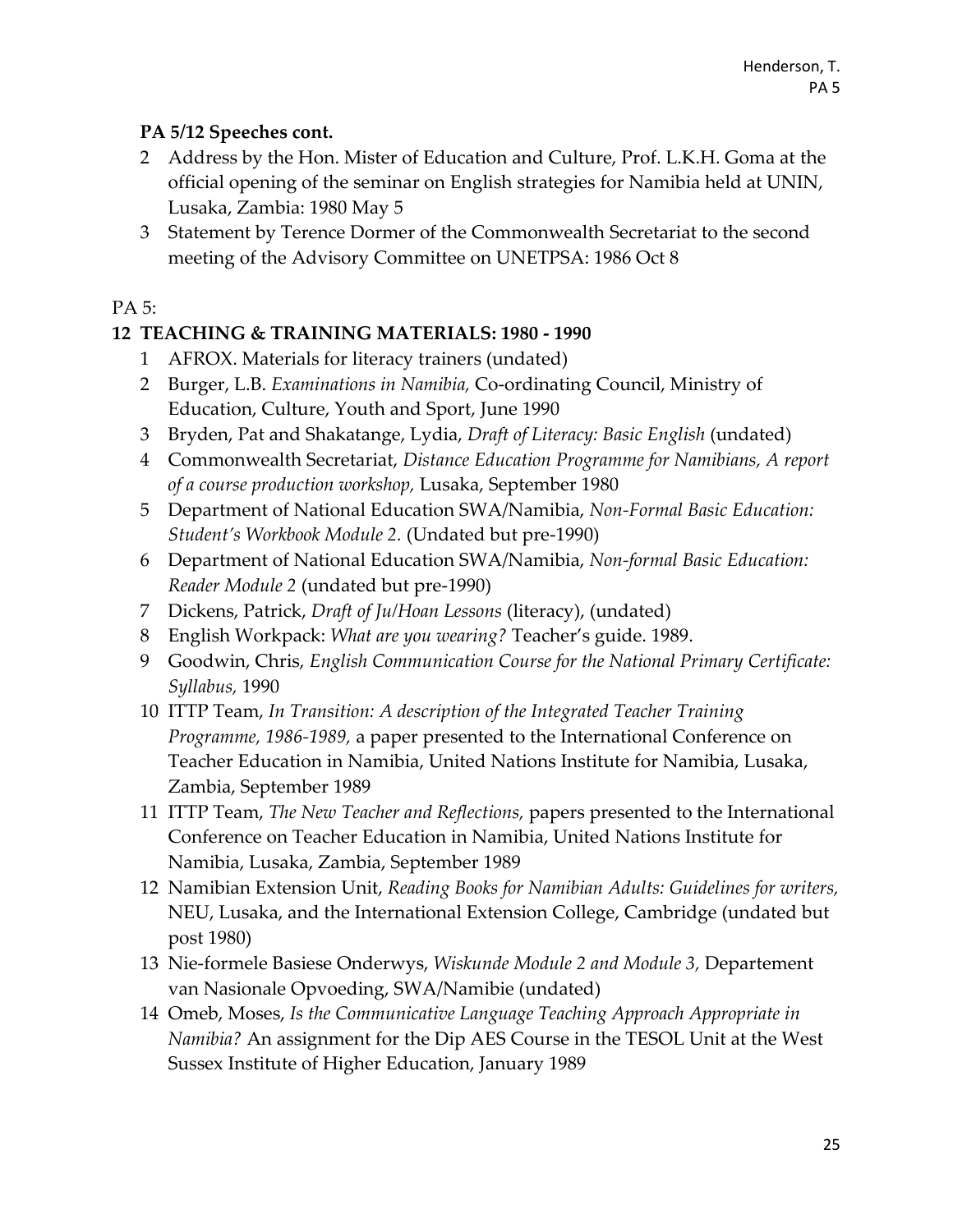**PA 5/12 Speeches cont.**

2 Address by the Hon. Mister of Education and Culture, Prof. L.K.H. Goma at the official opening of the seminar on English strategies for Namibia held at UNIN, Lusaka, Zambia: 1980 May 5

3 Statement by Terence Dormer of the Commonwealth Secretariat to the second meeting of the Advisory Committee on UNETPSA: 1986 Oct 8

PA 5:

**12 TEACHING & TRAINING MATERIALS: 1980 - 1990**

1 AFROX. Materials for literacy trainers (undated)

2 Burger, L.B. *Examinations in Namibia,* Co-ordinating Council, Ministry of Education, Culture, Youth and Sport, June 1990

3 Bryden, Pat and Shakatange, Lydia, *Draft of Literacy: Basic English* (undated)

4 Commonwealth Secretariat, *Distance Education Programme for Namibians, A report of a course production workshop,* Lusaka, September 1980

5 Department of National Education SWA/Namibia, *Non-Formal Basic Education: Student's Workbook Module 2.* (Undated but pre-1990)

6 Department of National Education SWA/Namibia, *Non-formal Basic Education: Reader Module 2* (undated but pre-1990)

7 Dickens, Patrick, *Draft of Ju/Hoan Lessons* (literacy), (undated)

8 English Workpack: *What are you wearing?* Teacher's guide. 1989.

9 Goodwin, Chris, *English Communication Course for the National Primary Certificate: Syllabus,* 1990

10 ITTP Team, *In Transition: A description of the Integrated Teacher Training Programme, 1986-1989,* a paper presented to the International Conference on Teacher Education in Namibia, United Nations Institute for Namibia, Lusaka, Zambia, September 1989

11 ITTP Team, *The New Teacher and Reflections,* papers presented to the International Conference on Teacher Education in Namibia, United Nations Institute for Namibia, Lusaka, Zambia, September 1989

12 Namibian Extension Unit, *Reading Books for Namibian Adults: Guidelines for writers,* NEU, Lusaka, and the International Extension College, Cambridge (undated but post 1980)

13 Nie-formele Basiese Onderwys, *Wiskunde Module 2 and Module 3,* Departement van Nasionale Opvoeding, SWA/Namibie (undated)

14 Omeb, Moses, *Is the Communicative Language Teaching Approach Appropriate in Namibia?* An assignment for the Dip AES Course in the TESOL Unit at the West Sussex Institute of Higher Education, January 1989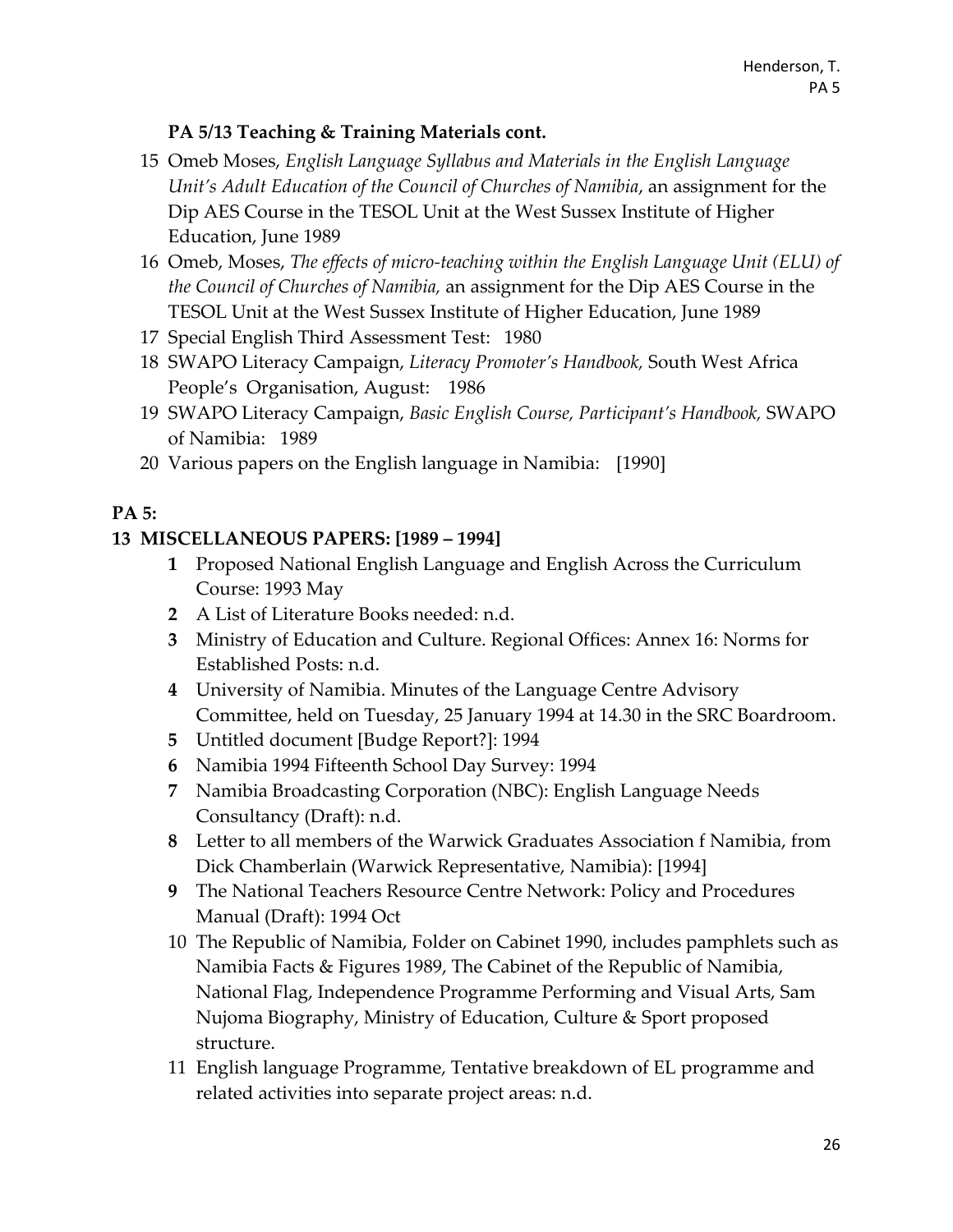### PA 5/13 Teaching & Training Materials cont.

15 Omeb Moses, *English Language Syllabus and Materials in the English Language Unit's Adult Education of the Council of Churches of Namibia*, an assignment for the Dip AES Course in the TESOL Unit at the West Sussex Institute of Higher Education, June 1989

16 Omeb, Moses, *The effects of micro-teaching within the English Language Unit (ELU) of the Council of Churches of Namibia,* an assignment for the Dip AES Course in the TESOL Unit at the West Sussex Institute of Higher Education, June 1989

17 Special English Third Assessment Test: 1980

18 SWAPO Literacy Campaign, *Literacy Promoter's Handbook,* South West Africa People's Organisation, August: 1986

19 SWAPO Literacy Campaign, *Basic English Course, Participant's Handbook,* SWAPO of Namibia: 1989

20 Various papers on the English language in Namibia: [1990]

## PA 5:

### 13 MISCELLANEOUS PAPERS: [1989 – 1994]

**1** Proposed National English Language and English Across the Curriculum Course: 1993 May

**2** A List of Literature Books needed: n.d.

**3** Ministry of Education and Culture. Regional Offices: Annex 16: Norms for Established Posts: n.d.

**4** University of Namibia. Minutes of the Language Centre Advisory Committee, held on Tuesday, 25 January 1994 at 14.30 in the SRC Boardroom.

**5** Untitled document [Budge Report?]: 1994

**6** Namibia 1994 Fifteenth School Day Survey: 1994

**7** Namibia Broadcasting Corporation (NBC): English Language Needs Consultancy (Draft): n.d.

**8** Letter to all members of the Warwick Graduates Association f Namibia, from Dick Chamberlain (Warwick Representative, Namibia): [1994]

**9** The National Teachers Resource Centre Network: Policy and Procedures Manual (Draft): 1994 Oct

10 The Republic of Namibia, Folder on Cabinet 1990, includes pamphlets such as Namibia Facts & Figures 1989, The Cabinet of the Republic of Namibia, National Flag, Independence Programme Performing and Visual Arts, Sam Nujoma Biography, Ministry of Education, Culture & Sport proposed structure.

11 English language Programme, Tentative breakdown of EL programme and related activities into separate project areas: n.d.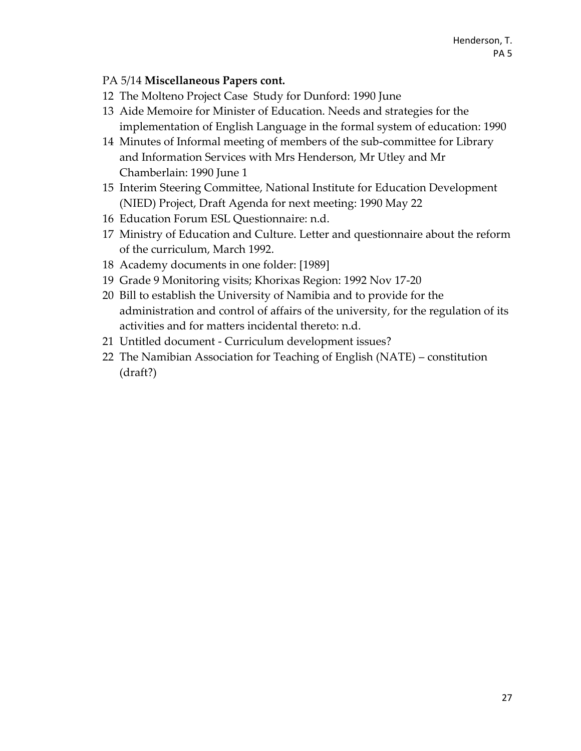PA 5/14 **Miscellaneous Papers cont.**

12 The Molteno Project Case Study for Dunford: 1990 June

13 Aide Memoire for Minister of Education. Needs and strategies for the implementation of English Language in the formal system of education: 1990

14 Minutes of Informal meeting of members of the sub-committee for Library and Information Services with Mrs Henderson, Mr Utley and Mr Chamberlain: 1990 June 1

15 Interim Steering Committee, National Institute for Education Development (NIED) Project, Draft Agenda for next meeting: 1990 May 22

16 Education Forum ESL Questionnaire: n.d.

17 Ministry of Education and Culture. Letter and questionnaire about the reform of the curriculum, March 1992.

18 Academy documents in one folder: [1989]

19 Grade 9 Monitoring visits; Khorixas Region: 1992 Nov 17-20

20 Bill to establish the University of Namibia and to provide for the administration and control of affairs of the university, for the regulation of its activities and for matters incidental thereto: n.d.

21 Untitled document - Curriculum development issues?

22 The Namibian Association for Teaching of English (NATE) – constitution (draft?)